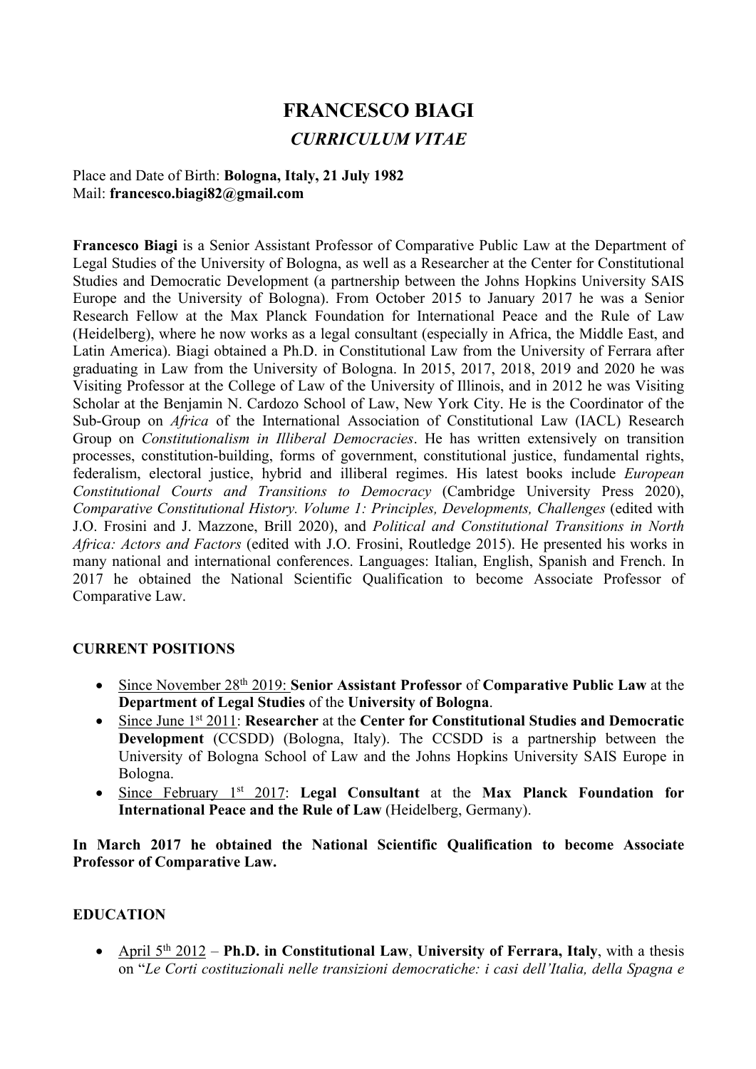# FRANCESCO BIAGI

## *CURRICULUM VITAE*

Place and Date of Birth: **Bologna, Italy, 21 July 1982**
Mail: **francesco.biagi82@gmail.com**

**Francesco Biagi** is a Senior Assistant Professor of Comparative Public Law at the Department of Legal Studies of the University of Bologna, as well as a Researcher at the Center for Constitutional Studies and Democratic Development (a partnership between the Johns Hopkins University SAIS Europe and the University of Bologna). From October 2015 to January 2017 he was a Senior Research Fellow at the Max Planck Foundation for International Peace and the Rule of Law (Heidelberg), where he now works as a legal consultant (especially in Africa, the Middle East, and Latin America). Biagi obtained a Ph.D. in Constitutional Law from the University of Ferrara after graduating in Law from the University of Bologna. In 2015, 2017, 2018, 2019 and 2020 he was Visiting Professor at the College of Law of the University of Illinois, and in 2012 he was Visiting Scholar at the Benjamin N. Cardozo School of Law, New York City. He is the Coordinator of the Sub-Group on *Africa* of the International Association of Constitutional Law (IACL) Research Group on *Constitutionalism in Illiberal Democracies*. He has written extensively on transition processes, constitution-building, forms of government, constitutional justice, fundamental rights, federalism, electoral justice, hybrid and illiberal regimes. His latest books include *European Constitutional Courts and Transitions to Democracy* (Cambridge University Press 2020), *Comparative Constitutional History. Volume 1: Principles, Developments, Challenges* (edited with J.O. Frosini and J. Mazzone, Brill 2020), and *Political and Constitutional Transitions in North Africa: Actors and Factors* (edited with J.O. Frosini, Routledge 2015). He presented his works in many national and international conferences. Languages: Italian, English, Spanish and French. In 2017 he obtained the National Scientific Qualification to become Associate Professor of Comparative Law.

**CURRENT POSITIONS**

- Since November 28th 2019: **Senior Assistant Professor** of **Comparative Public Law** at the **Department of Legal Studies** of the **University of Bologna**.
- Since June 1st 2011: **Researcher** at the **Center for Constitutional Studies and Democratic Development** (CCSDD) (Bologna, Italy). The CCSDD is a partnership between the University of Bologna School of Law and the Johns Hopkins University SAIS Europe in Bologna.
- Since February 1st 2017: **Legal Consultant** at the **Max Planck Foundation for International Peace and the Rule of Law** (Heidelberg, Germany).

**In March 2017 he obtained the National Scientific Qualification to become Associate Professor of Comparative Law.**

**EDUCATION**

- April 5th 2012 – **Ph.D. in Constitutional Law**, **University of Ferrara, Italy**, with a thesis on "*Le Corti costituzionali nelle transizioni democratiche: i casi dell'Italia, della Spagna e*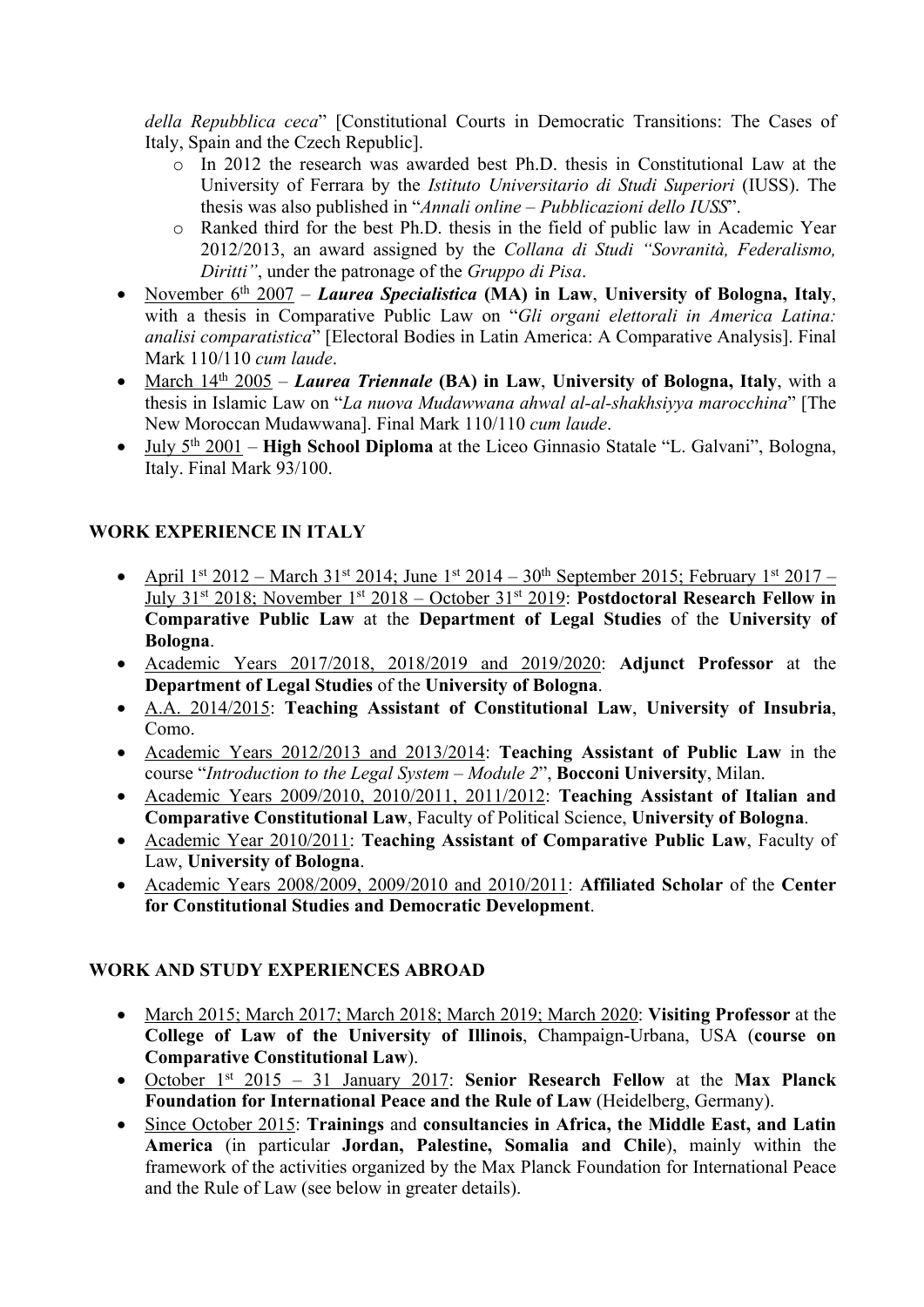*della Repubblica ceca*" [Constitutional Courts in Democratic Transitions: The Cases of Italy, Spain and the Czech Republic].
  - In 2012 the research was awarded best Ph.D. thesis in Constitutional Law at the University of Ferrara by the *Istituto Universitario di Studi Superiori* (IUSS). The thesis was also published in "*Annali online – Pubblicazioni dello IUSS*".
  - Ranked third for the best Ph.D. thesis in the field of public law in Academic Year 2012/2013, an award assigned by the *Collana di Studi "Sovranità, Federalismo, Diritti"*, under the patronage of the *Gruppo di Pisa*.
- November 6th 2007 – ***Laurea Specialistica*** **(MA) in Law**, **University of Bologna, Italy**, with a thesis in Comparative Public Law on "*Gli organi elettorali in America Latina: analisi comparatistica*" [Electoral Bodies in Latin America: A Comparative Analysis]. Final Mark 110/110 *cum laude*.
- March 14th 2005 – ***Laurea Triennale*** **(BA) in Law**, **University of Bologna, Italy**, with a thesis in Islamic Law on "*La nuova Mudawwana ahwal al-al-shakhsiyya marocchina*" [The New Moroccan Mudawwana]. Final Mark 110/110 *cum laude*.
- July 5th 2001 – **High School Diploma** at the Liceo Ginnasio Statale "L. Galvani", Bologna, Italy. Final Mark 93/100.

## WORK EXPERIENCE IN ITALY

- April 1st 2012 – March 31st 2014; June 1st 2014 – 30th September 2015; February 1st 2017 – July 31st 2018; November 1st 2018 – October 31st 2019: **Postdoctoral Research Fellow in Comparative Public Law** at the **Department of Legal Studies** of the **University of Bologna**.
- Academic Years 2017/2018, 2018/2019 and 2019/2020: **Adjunct Professor** at the **Department of Legal Studies** of the **University of Bologna**.
- A.A. 2014/2015: **Teaching Assistant of Constitutional Law**, **University of Insubria**, Como.
- Academic Years 2012/2013 and 2013/2014: **Teaching Assistant of Public Law** in the course "*Introduction to the Legal System – Module 2*", **Bocconi University**, Milan.
- Academic Years 2009/2010, 2010/2011, 2011/2012: **Teaching Assistant of Italian and Comparative Constitutional Law**, Faculty of Political Science, **University of Bologna**.
- Academic Year 2010/2011: **Teaching Assistant of Comparative Public Law**, Faculty of Law, **University of Bologna**.
- Academic Years 2008/2009, 2009/2010 and 2010/2011: **Affiliated Scholar** of the **Center for Constitutional Studies and Democratic Development**.

## WORK AND STUDY EXPERIENCES ABROAD

- March 2015; March 2017; March 2018; March 2019; March 2020: **Visiting Professor** at the **College of Law of the University of Illinois**, Champaign-Urbana, USA (**course on Comparative Constitutional Law**).
- October 1st 2015 – 31 January 2017: **Senior Research Fellow** at the **Max Planck Foundation for International Peace and the Rule of Law** (Heidelberg, Germany).
- Since October 2015: **Trainings** and **consultancies in Africa, the Middle East, and Latin America** (in particular **Jordan, Palestine, Somalia and Chile**), mainly within the framework of the activities organized by the Max Planck Foundation for International Peace and the Rule of Law (see below in greater details).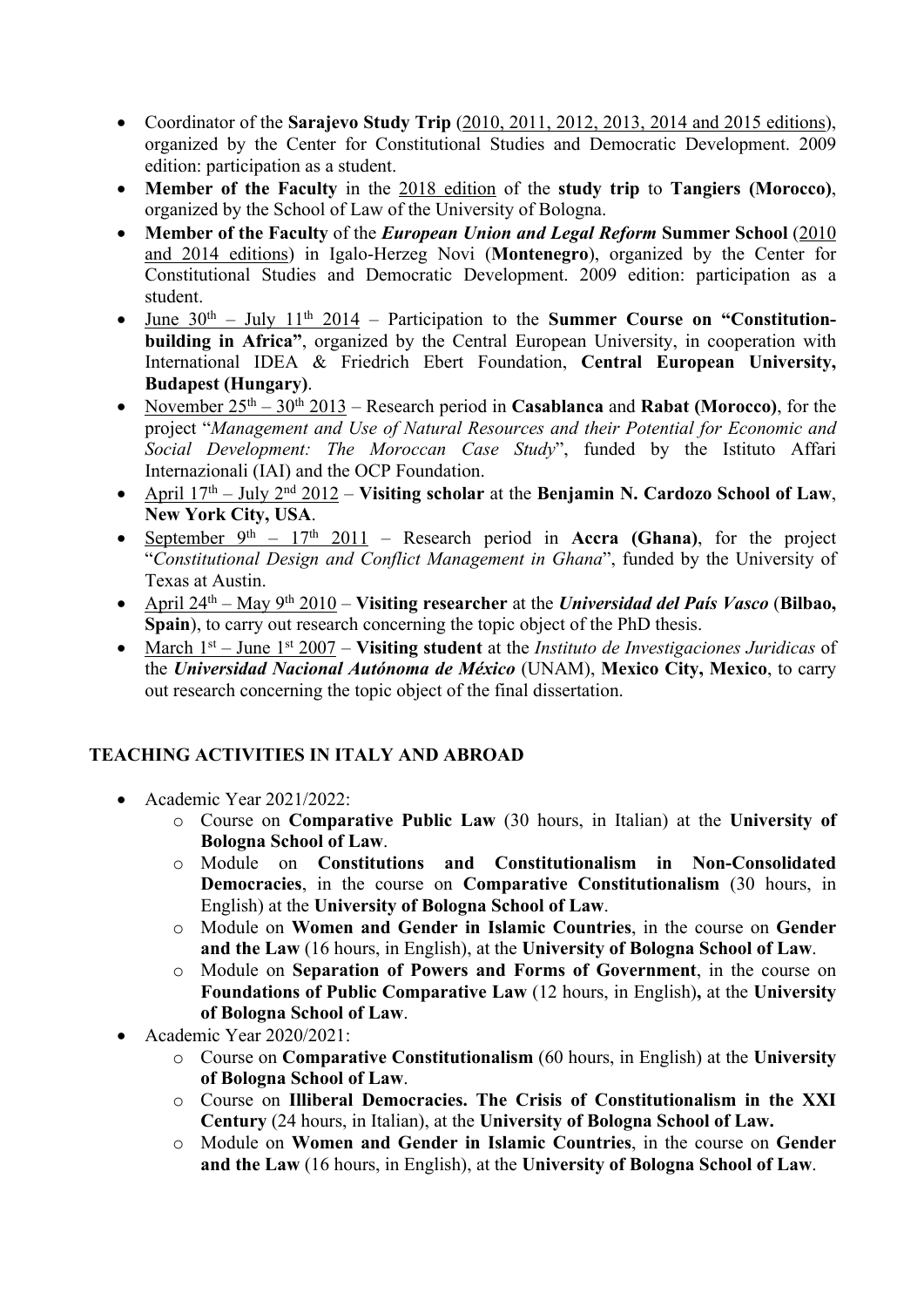- Coordinator of the **Sarajevo Study Trip** (2010, 2011, 2012, 2013, 2014 and 2015 editions), organized by the Center for Constitutional Studies and Democratic Development. 2009 edition: participation as a student.
- **Member of the Faculty** in the 2018 edition of the **study trip** to **Tangiers (Morocco)**, organized by the School of Law of the University of Bologna.
- **Member of the Faculty** of the ***European Union and Legal Reform*** **Summer School** (2010 and 2014 editions) in Igalo-Herzeg Novi (**Montenegro**), organized by the Center for Constitutional Studies and Democratic Development. 2009 edition: participation as a student.
- June 30th – July 11th 2014 – Participation to the **Summer Course on "Constitution-building in Africa"**, organized by the Central European University, in cooperation with International IDEA & Friedrich Ebert Foundation, **Central European University, Budapest (Hungary)**.
- November 25th – 30th 2013 – Research period in **Casablanca** and **Rabat (Morocco)**, for the project "*Management and Use of Natural Resources and their Potential for Economic and Social Development: The Moroccan Case Study*", funded by the Istituto Affari Internazionali (IAI) and the OCP Foundation.
- April 17th – July 2nd 2012 – **Visiting scholar** at the **Benjamin N. Cardozo School of Law**, **New York City, USA**.
- September 9th – 17th 2011 – Research period in **Accra (Ghana)**, for the project "*Constitutional Design and Conflict Management in Ghana*", funded by the University of Texas at Austin.
- April 24th – May 9th 2010 – **Visiting researcher** at the ***Universidad del País Vasco*** (**Bilbao, Spain**), to carry out research concerning the topic object of the PhD thesis.
- March 1st – June 1st 2007 – **Visiting student** at the *Instituto de Investigaciones Juridicas* of the ***Universidad Nacional Autónoma de México*** (UNAM), **Mexico City, Mexico**, to carry out research concerning the topic object of the final dissertation.

## TEACHING ACTIVITIES IN ITALY AND ABROAD

- Academic Year 2021/2022:
  - Course on **Comparative Public Law** (30 hours, in Italian) at the **University of Bologna School of Law**.
  - Module on **Constitutions and Constitutionalism in Non-Consolidated Democracies**, in the course on **Comparative Constitutionalism** (30 hours, in English) at the **University of Bologna School of Law**.
  - Module on **Women and Gender in Islamic Countries**, in the course on **Gender and the Law** (16 hours, in English), at the **University of Bologna School of Law**.
  - Module on **Separation of Powers and Forms of Government**, in the course on **Foundations of Public Comparative Law** (12 hours, in English)**,** at the **University of Bologna School of Law**.
- Academic Year 2020/2021:
  - Course on **Comparative Constitutionalism** (60 hours, in English) at the **University of Bologna School of Law**.
  - Course on **Illiberal Democracies. The Crisis of Constitutionalism in the XXI Century** (24 hours, in Italian), at the **University of Bologna School of Law.**
  - Module on **Women and Gender in Islamic Countries**, in the course on **Gender and the Law** (16 hours, in English), at the **University of Bologna School of Law**.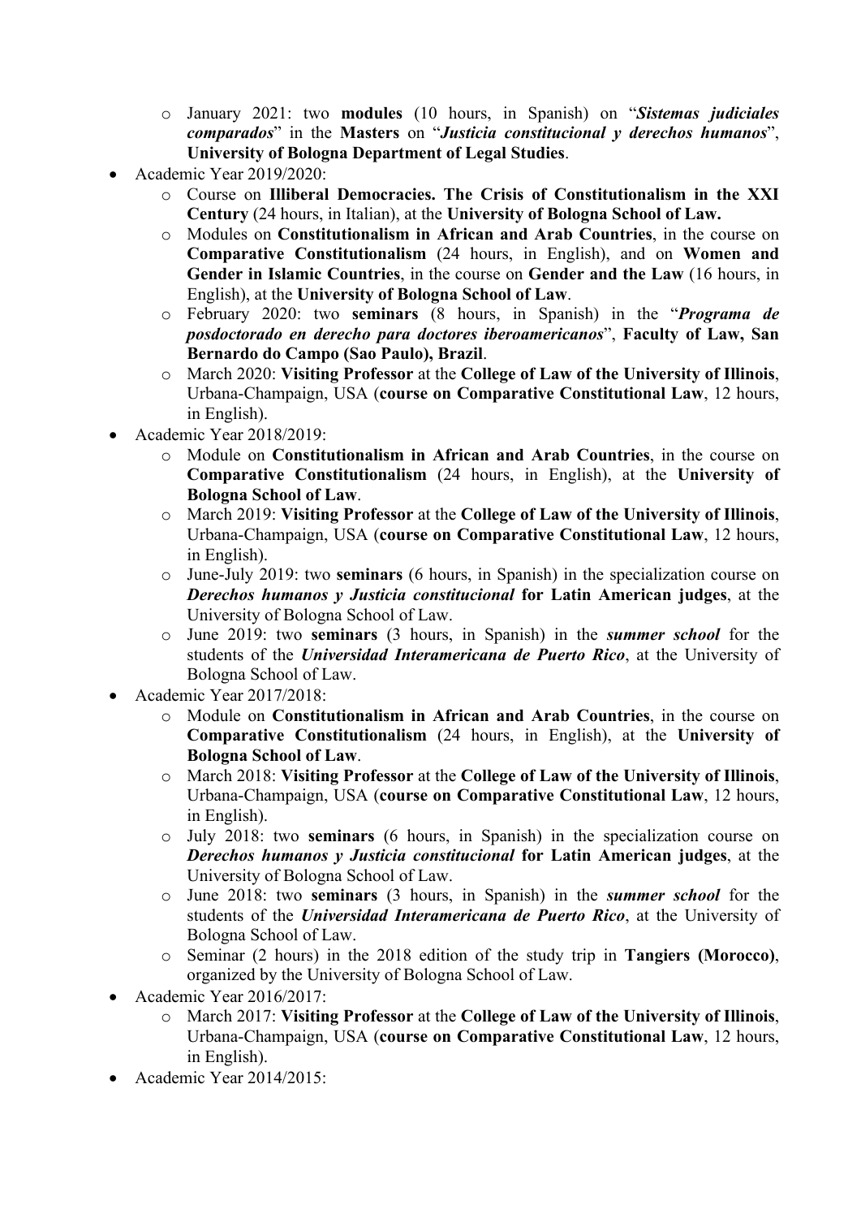- January 2021: two **modules** (10 hours, in Spanish) on "***Sistemas judiciales comparados***" in the **Masters** on "***Justicia constitucional y derechos humanos***", **University of Bologna Department of Legal Studies**.
- Academic Year 2019/2020:
  - Course on **Illiberal Democracies. The Crisis of Constitutionalism in the XXI Century** (24 hours, in Italian), at the **University of Bologna School of Law.**
  - Modules on **Constitutionalism in African and Arab Countries**, in the course on **Comparative Constitutionalism** (24 hours, in English), and on **Women and Gender in Islamic Countries**, in the course on **Gender and the Law** (16 hours, in English), at the **University of Bologna School of Law**.
  - February 2020: two **seminars** (8 hours, in Spanish) in the "***Programa de posdoctorado en derecho para doctores iberoamericanos***", **Faculty of Law, San Bernardo do Campo (Sao Paulo), Brazil**.
  - March 2020: **Visiting Professor** at the **College of Law of the University of Illinois**, Urbana-Champaign, USA (**course on Comparative Constitutional Law**, 12 hours, in English).
- Academic Year 2018/2019:
  - Module on **Constitutionalism in African and Arab Countries**, in the course on **Comparative Constitutionalism** (24 hours, in English), at the **University of Bologna School of Law**.
  - March 2019: **Visiting Professor** at the **College of Law of the University of Illinois**, Urbana-Champaign, USA (**course on Comparative Constitutional Law**, 12 hours, in English).
  - June-July 2019: two **seminars** (6 hours, in Spanish) in the specialization course on ***Derechos humanos y Justicia constitucional*** **for Latin American judges**, at the University of Bologna School of Law.
  - June 2019: two **seminars** (3 hours, in Spanish) in the ***summer school*** for the students of the ***Universidad Interamericana de Puerto Rico***, at the University of Bologna School of Law.
- Academic Year 2017/2018:
  - Module on **Constitutionalism in African and Arab Countries**, in the course on **Comparative Constitutionalism** (24 hours, in English), at the **University of Bologna School of Law**.
  - March 2018: **Visiting Professor** at the **College of Law of the University of Illinois**, Urbana-Champaign, USA (**course on Comparative Constitutional Law**, 12 hours, in English).
  - July 2018: two **seminars** (6 hours, in Spanish) in the specialization course on ***Derechos humanos y Justicia constitucional*** **for Latin American judges**, at the University of Bologna School of Law.
  - June 2018: two **seminars** (3 hours, in Spanish) in the ***summer school*** for the students of the ***Universidad Interamericana de Puerto Rico***, at the University of Bologna School of Law.
  - Seminar (2 hours) in the 2018 edition of the study trip in **Tangiers (Morocco)**, organized by the University of Bologna School of Law.
- Academic Year 2016/2017:
  - March 2017: **Visiting Professor** at the **College of Law of the University of Illinois**, Urbana-Champaign, USA (**course on Comparative Constitutional Law**, 12 hours, in English).
- Academic Year 2014/2015: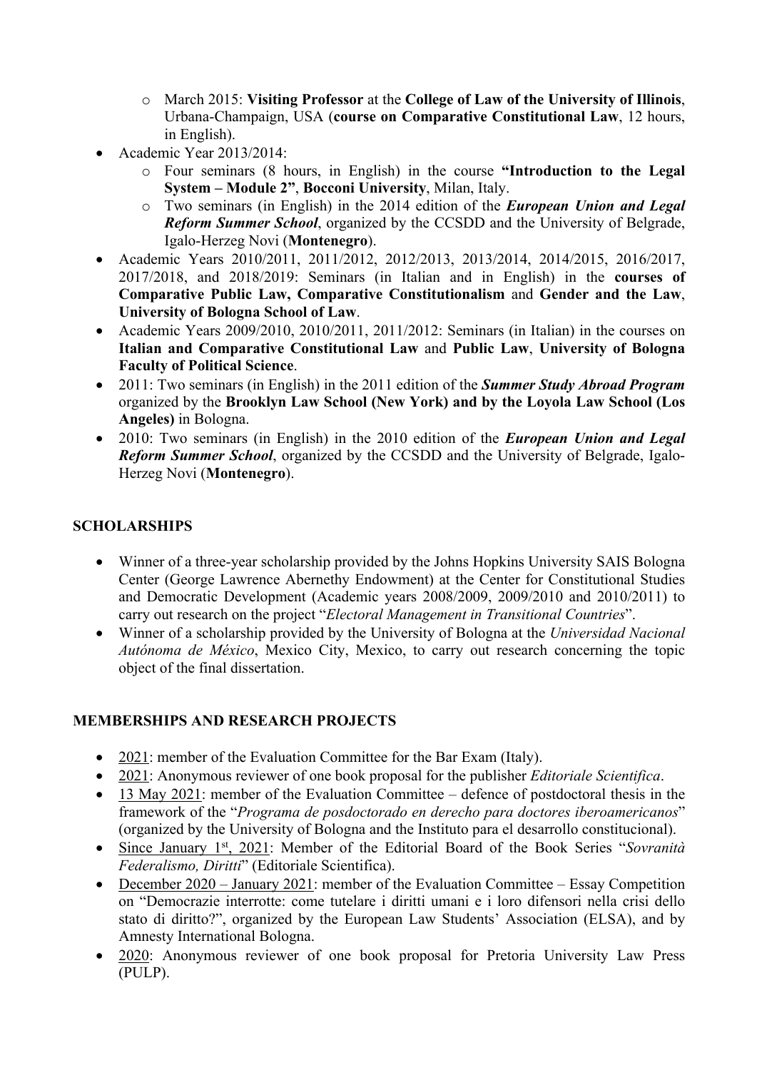- March 2015: **Visiting Professor** at the **College of Law of the University of Illinois**, Urbana-Champaign, USA (**course on Comparative Constitutional Law**, 12 hours, in English).
- Academic Year 2013/2014:
    - Four seminars (8 hours, in English) in the course **"Introduction to the Legal System – Module 2"**, **Bocconi University**, Milan, Italy.
    - Two seminars (in English) in the 2014 edition of the ***European Union and Legal Reform Summer School***, organized by the CCSDD and the University of Belgrade, Igalo-Herzeg Novi (**Montenegro**).
- Academic Years 2010/2011, 2011/2012, 2012/2013, 2013/2014, 2014/2015, 2016/2017, 2017/2018, and 2018/2019: Seminars (in Italian and in English) in the **courses of Comparative Public Law, Comparative Constitutionalism** and **Gender and the Law**, **University of Bologna School of Law**.
- Academic Years 2009/2010, 2010/2011, 2011/2012: Seminars (in Italian) in the courses on **Italian and Comparative Constitutional Law** and **Public Law**, **University of Bologna Faculty of Political Science**.
- 2011: Two seminars (in English) in the 2011 edition of the ***Summer Study Abroad Program*** organized by the **Brooklyn Law School (New York) and by the Loyola Law School (Los Angeles)** in Bologna.
- 2010: Two seminars (in English) in the 2010 edition of the ***European Union and Legal Reform Summer School***, organized by the CCSDD and the University of Belgrade, Igalo-Herzeg Novi (**Montenegro**).

## SCHOLARSHIPS

- Winner of a three-year scholarship provided by the Johns Hopkins University SAIS Bologna Center (George Lawrence Abernethy Endowment) at the Center for Constitutional Studies and Democratic Development (Academic years 2008/2009, 2009/2010 and 2010/2011) to carry out research on the project "*Electoral Management in Transitional Countries*".
- Winner of a scholarship provided by the University of Bologna at the *Universidad Nacional Autónoma de México*, Mexico City, Mexico, to carry out research concerning the topic object of the final dissertation.

## MEMBERSHIPS AND RESEARCH PROJECTS

- 2021: member of the Evaluation Committee for the Bar Exam (Italy).
- 2021: Anonymous reviewer of one book proposal for the publisher *Editoriale Scientifica*.
- 13 May 2021: member of the Evaluation Committee – defence of postdoctoral thesis in the framework of the "*Programa de posdoctorado en derecho para doctores iberoamericanos*" (organized by the University of Bologna and the Instituto para el desarrollo constitucional).
- Since January 1st, 2021: Member of the Editorial Board of the Book Series "*Sovranità Federalismo, Diritti*" (Editoriale Scientifica).
- December 2020 – January 2021: member of the Evaluation Committee – Essay Competition on "Democrazie interrotte: come tutelare i diritti umani e i loro difensori nella crisi dello stato di diritto?", organized by the European Law Students' Association (ELSA), and by Amnesty International Bologna.
- 2020: Anonymous reviewer of one book proposal for Pretoria University Law Press (PULP).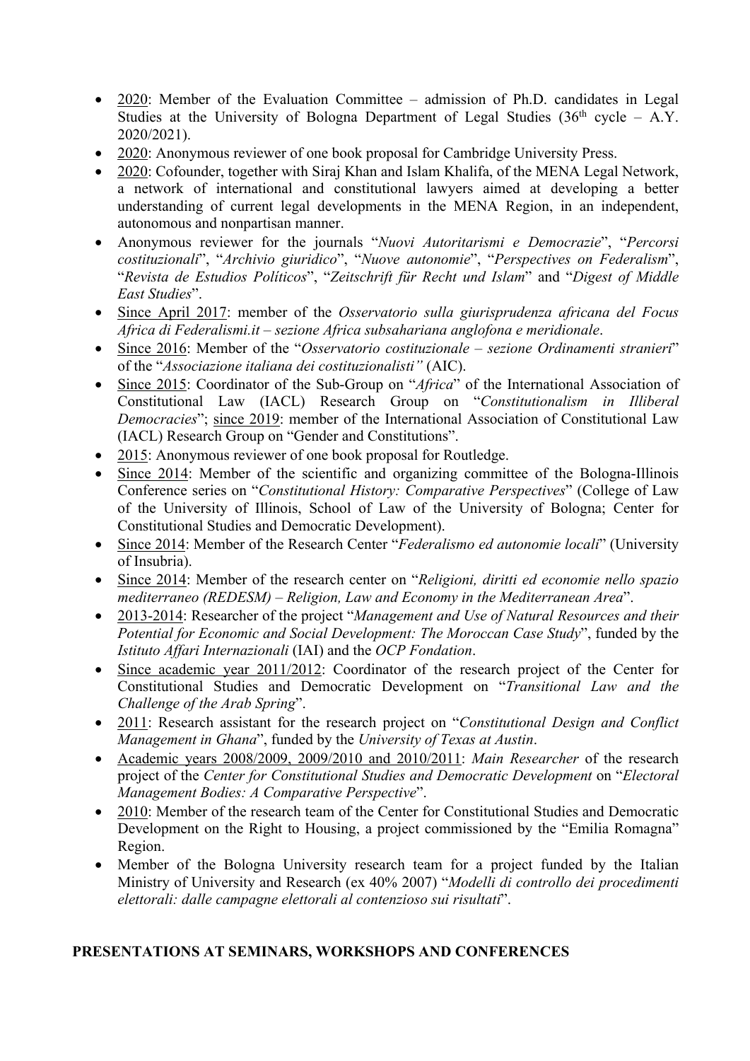- 2020: Member of the Evaluation Committee – admission of Ph.D. candidates in Legal Studies at the University of Bologna Department of Legal Studies (36th cycle – A.Y. 2020/2021).
- 2020: Anonymous reviewer of one book proposal for Cambridge University Press.
- 2020: Cofounder, together with Siraj Khan and Islam Khalifa, of the MENA Legal Network, a network of international and constitutional lawyers aimed at developing a better understanding of current legal developments in the MENA Region, in an independent, autonomous and nonpartisan manner.
- Anonymous reviewer for the journals "*Nuovi Autoritarismi e Democrazie*", "*Percorsi costituzionali*", "*Archivio giuridico*", "*Nuove autonomie*", "*Perspectives on Federalism*", "*Revista de Estudios Políticos*", "*Zeitschrift für Recht und Islam*" and "*Digest of Middle East Studies*".
- Since April 2017: member of the *Osservatorio sulla giurisprudenza africana del Focus Africa di Federalismi.it – sezione Africa subsahariana anglofona e meridionale*.
- Since 2016: Member of the "*Osservatorio costituzionale – sezione Ordinamenti stranieri*" of the "*Associazione italiana dei costituzionalisti"* (AIC).
- Since 2015: Coordinator of the Sub-Group on "*Africa*" of the International Association of Constitutional Law (IACL) Research Group on "*Constitutionalism in Illiberal Democracies*"; since 2019: member of the International Association of Constitutional Law (IACL) Research Group on "Gender and Constitutions".
- 2015: Anonymous reviewer of one book proposal for Routledge.
- Since 2014: Member of the scientific and organizing committee of the Bologna-Illinois Conference series on "*Constitutional History: Comparative Perspectives*" (College of Law of the University of Illinois, School of Law of the University of Bologna; Center for Constitutional Studies and Democratic Development).
- Since 2014: Member of the Research Center "*Federalismo ed autonomie locali*" (University of Insubria).
- Since 2014: Member of the research center on "*Religioni, diritti ed economie nello spazio mediterraneo (REDESM) – Religion, Law and Economy in the Mediterranean Area*".
- 2013-2014: Researcher of the project "*Management and Use of Natural Resources and their Potential for Economic and Social Development: The Moroccan Case Study*", funded by the *Istituto Affari Internazionali* (IAI) and the *OCP Fondation*.
- Since academic year 2011/2012: Coordinator of the research project of the Center for Constitutional Studies and Democratic Development on "*Transitional Law and the Challenge of the Arab Spring*".
- 2011: Research assistant for the research project on "*Constitutional Design and Conflict Management in Ghana*", funded by the *University of Texas at Austin*.
- Academic years 2008/2009, 2009/2010 and 2010/2011: *Main Researcher* of the research project of the *Center for Constitutional Studies and Democratic Development* on "*Electoral Management Bodies: A Comparative Perspective*".
- 2010: Member of the research team of the Center for Constitutional Studies and Democratic Development on the Right to Housing, a project commissioned by the "Emilia Romagna" Region.
- Member of the Bologna University research team for a project funded by the Italian Ministry of University and Research (ex 40% 2007) "*Modelli di controllo dei procedimenti elettorali: dalle campagne elettorali al contenzioso sui risultati*".

**PRESENTATIONS AT SEMINARS, WORKSHOPS AND CONFERENCES**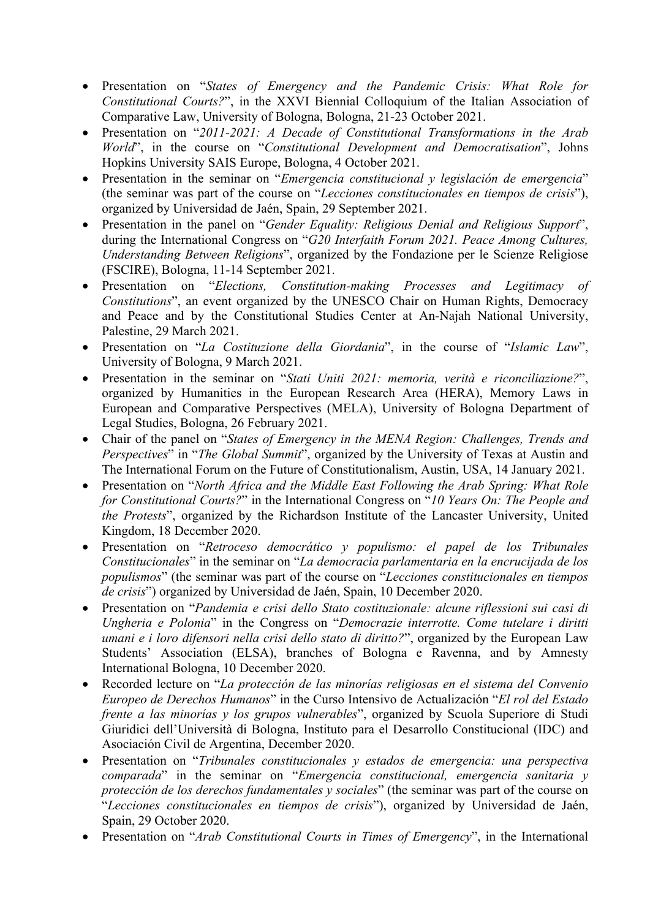- Presentation on "*States of Emergency and the Pandemic Crisis: What Role for Constitutional Courts?*", in the XXVI Biennial Colloquium of the Italian Association of Comparative Law, University of Bologna, Bologna, 21-23 October 2021.
- Presentation on "*2011-2021: A Decade of Constitutional Transformations in the Arab World*", in the course on "*Constitutional Development and Democratisation*", Johns Hopkins University SAIS Europe, Bologna, 4 October 2021.
- Presentation in the seminar on "*Emergencia constitucional y legislación de emergencia*" (the seminar was part of the course on "*Lecciones constitucionales en tiempos de crisis*"), organized by Universidad de Jaén, Spain, 29 September 2021.
- Presentation in the panel on "*Gender Equality: Religious Denial and Religious Support*", during the International Congress on "*G20 Interfaith Forum 2021. Peace Among Cultures, Understanding Between Religions*", organized by the Fondazione per le Scienze Religiose (FSCIRE), Bologna, 11-14 September 2021.
- Presentation on "*Elections, Constitution-making Processes and Legitimacy of Constitutions*", an event organized by the UNESCO Chair on Human Rights, Democracy and Peace and by the Constitutional Studies Center at An-Najah National University, Palestine, 29 March 2021.
- Presentation on "*La Costituzione della Giordania*", in the course of "*Islamic Law*", University of Bologna, 9 March 2021.
- Presentation in the seminar on "*Stati Uniti 2021: memoria, verità e riconciliazione?*", organized by Humanities in the European Research Area (HERA), Memory Laws in European and Comparative Perspectives (MELA), University of Bologna Department of Legal Studies, Bologna, 26 February 2021.
- Chair of the panel on "*States of Emergency in the MENA Region: Challenges, Trends and Perspectives*" in "*The Global Summit*", organized by the University of Texas at Austin and The International Forum on the Future of Constitutionalism, Austin, USA, 14 January 2021.
- Presentation on "*North Africa and the Middle East Following the Arab Spring: What Role for Constitutional Courts?*" in the International Congress on "*10 Years On: The People and the Protests*", organized by the Richardson Institute of the Lancaster University, United Kingdom, 18 December 2020.
- Presentation on "*Retroceso democrático y populismo: el papel de los Tribunales Constitucionales*" in the seminar on "*La democracia parlamentaria en la encrucijada de los populismos*" (the seminar was part of the course on "*Lecciones constitucionales en tiempos de crisis*") organized by Universidad de Jaén, Spain, 10 December 2020.
- Presentation on "*Pandemia e crisi dello Stato costituzionale: alcune riflessioni sui casi di Ungheria e Polonia*" in the Congress on "*Democrazie interrotte. Come tutelare i diritti umani e i loro difensori nella crisi dello stato di diritto?*", organized by the European Law Students' Association (ELSA), branches of Bologna e Ravenna, and by Amnesty International Bologna, 10 December 2020.
- Recorded lecture on "*La protección de las minorías religiosas en el sistema del Convenio Europeo de Derechos Humanos*" in the Curso Intensivo de Actualización "*El rol del Estado frente a las minorías y los grupos vulnerables*", organized by Scuola Superiore di Studi Giuridici dell'Università di Bologna, Instituto para el Desarrollo Constitucional (IDC) and Asociación Civil de Argentina, December 2020.
- Presentation on "*Tribunales constitucionales y estados de emergencia: una perspectiva comparada*" in the seminar on "*Emergencia constitucional, emergencia sanitaria y protección de los derechos fundamentales y sociales*" (the seminar was part of the course on "*Lecciones constitucionales en tiempos de crisis*"), organized by Universidad de Jaén, Spain, 29 October 2020.
- Presentation on "*Arab Constitutional Courts in Times of Emergency*", in the International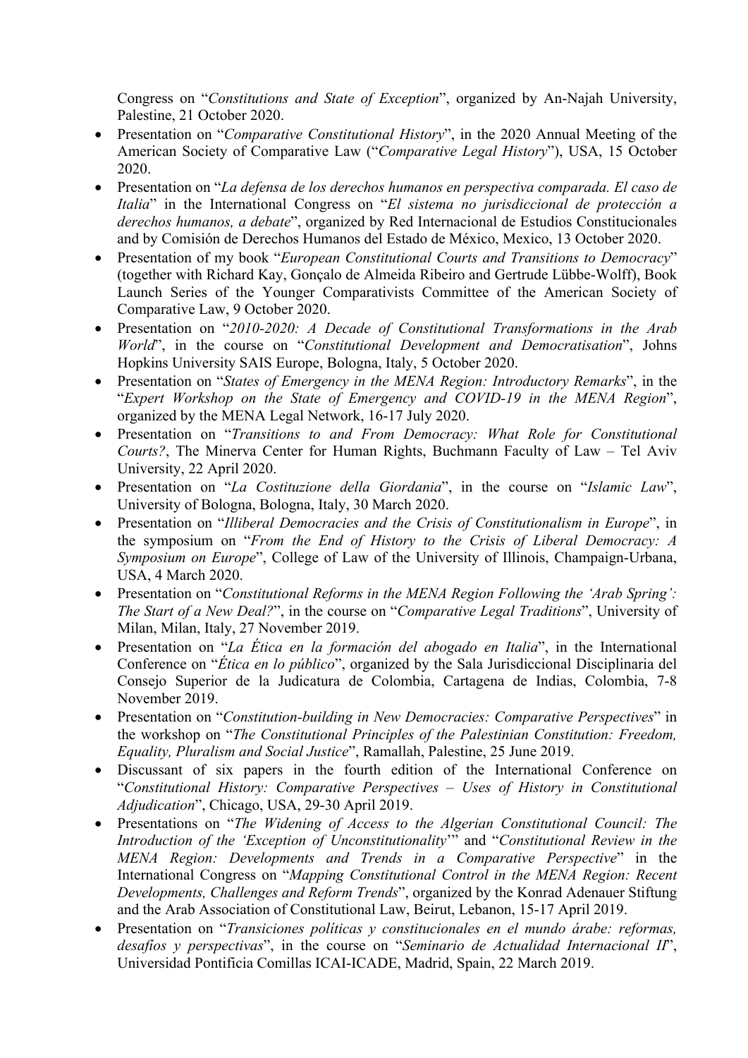Congress on "*Constitutions and State of Exception*", organized by An-Najah University, Palestine, 21 October 2020.

- Presentation on "*Comparative Constitutional History*", in the 2020 Annual Meeting of the American Society of Comparative Law ("*Comparative Legal History*"), USA, 15 October 2020.
- Presentation on "*La defensa de los derechos humanos en perspectiva comparada. El caso de Italia*" in the International Congress on "*El sistema no jurisdiccional de protección a derechos humanos, a debate*", organized by Red Internacional de Estudios Constitucionales and by Comisión de Derechos Humanos del Estado de México, Mexico, 13 October 2020.
- Presentation of my book "*European Constitutional Courts and Transitions to Democracy*" (together with Richard Kay, Gonçalo de Almeida Ribeiro and Gertrude Lübbe-Wolff), Book Launch Series of the Younger Comparativists Committee of the American Society of Comparative Law, 9 October 2020.
- Presentation on "*2010-2020: A Decade of Constitutional Transformations in the Arab World*", in the course on "*Constitutional Development and Democratisation*", Johns Hopkins University SAIS Europe, Bologna, Italy, 5 October 2020.
- Presentation on "*States of Emergency in the MENA Region: Introductory Remarks*", in the "*Expert Workshop on the State of Emergency and COVID-19 in the MENA Region*", organized by the MENA Legal Network, 16-17 July 2020.
- Presentation on "*Transitions to and From Democracy: What Role for Constitutional Courts?*, The Minerva Center for Human Rights, Buchmann Faculty of Law – Tel Aviv University, 22 April 2020.
- Presentation on "*La Costituzione della Giordania*", in the course on "*Islamic Law*", University of Bologna, Bologna, Italy, 30 March 2020.
- Presentation on "*Illiberal Democracies and the Crisis of Constitutionalism in Europe*", in the symposium on "*From the End of History to the Crisis of Liberal Democracy: A Symposium on Europe*", College of Law of the University of Illinois, Champaign-Urbana, USA, 4 March 2020.
- Presentation on "*Constitutional Reforms in the MENA Region Following the 'Arab Spring': The Start of a New Deal?*", in the course on "*Comparative Legal Traditions*", University of Milan, Milan, Italy, 27 November 2019.
- Presentation on "*La Ética en la formación del abogado en Italia*", in the International Conference on "*Ética en lo público*", organized by the Sala Jurisdiccional Disciplinaria del Consejo Superior de la Judicatura de Colombia, Cartagena de Indias, Colombia, 7-8 November 2019.
- Presentation on "*Constitution-building in New Democracies: Comparative Perspectives*" in the workshop on "*The Constitutional Principles of the Palestinian Constitution: Freedom, Equality, Pluralism and Social Justice*", Ramallah, Palestine, 25 June 2019.
- Discussant of six papers in the fourth edition of the International Conference on "*Constitutional History: Comparative Perspectives – Uses of History in Constitutional Adjudication*", Chicago, USA, 29-30 April 2019.
- Presentations on "*The Widening of Access to the Algerian Constitutional Council: The Introduction of the 'Exception of Unconstitutionality'*" and "*Constitutional Review in the MENA Region: Developments and Trends in a Comparative Perspective*" in the International Congress on "*Mapping Constitutional Control in the MENA Region: Recent Developments, Challenges and Reform Trends*", organized by the Konrad Adenauer Stiftung and the Arab Association of Constitutional Law, Beirut, Lebanon, 15-17 April 2019.
- Presentation on "*Transiciones políticas y constitucionales en el mundo árabe: reformas, desafíos y perspectivas*", in the course on "*Seminario de Actualidad Internacional II*", Universidad Pontificia Comillas ICAI-ICADE, Madrid, Spain, 22 March 2019.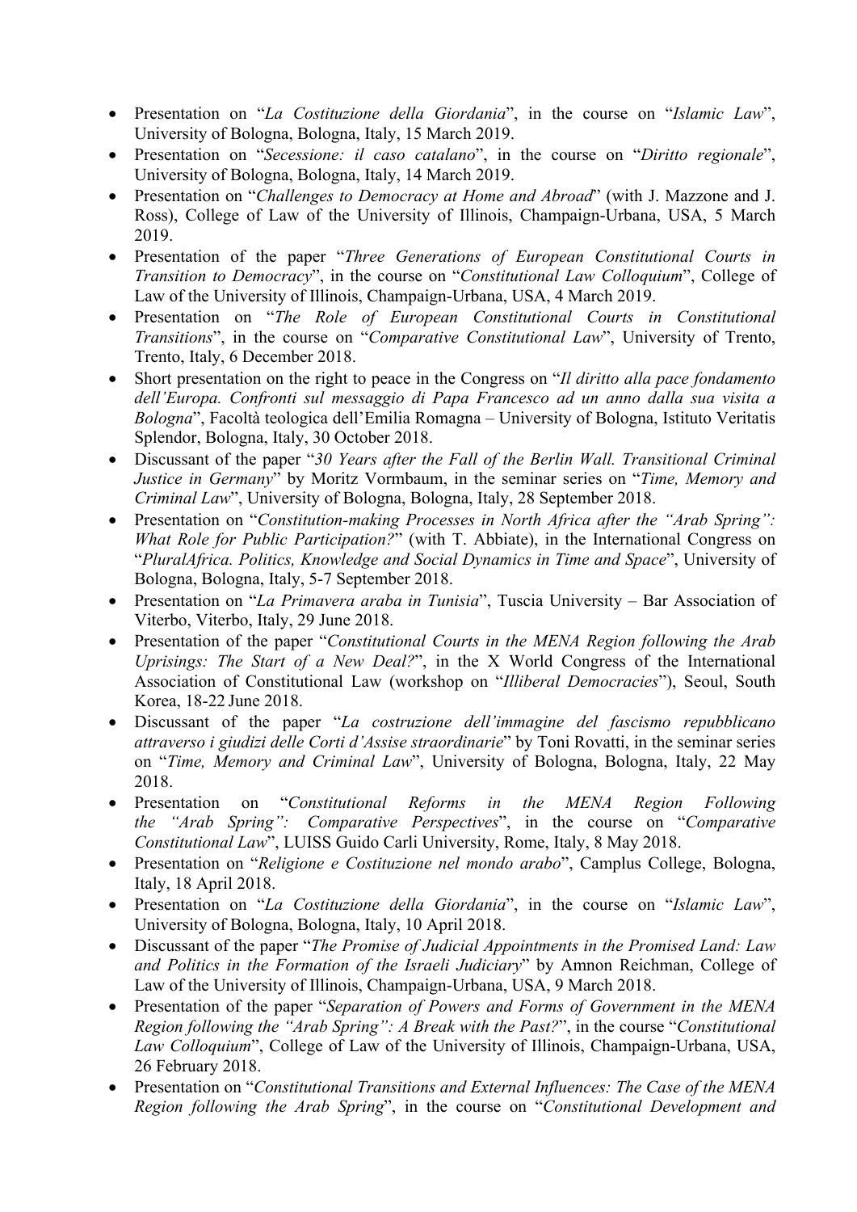- Presentation on “*La Costituzione della Giordania*”, in the course on “*Islamic Law*”, University of Bologna, Bologna, Italy, 15 March 2019.
- Presentation on “*Secessione: il caso catalano*”, in the course on “*Diritto regionale*”, University of Bologna, Bologna, Italy, 14 March 2019.
- Presentation on “*Challenges to Democracy at Home and Abroad*” (with J. Mazzone and J. Ross), College of Law of the University of Illinois, Champaign-Urbana, USA, 5 March 2019.
- Presentation of the paper “*Three Generations of European Constitutional Courts in Transition to Democracy*”, in the course on “*Constitutional Law Colloquium*”, College of Law of the University of Illinois, Champaign-Urbana, USA, 4 March 2019.
- Presentation on “*The Role of European Constitutional Courts in Constitutional Transitions*”, in the course on “*Comparative Constitutional Law*”, University of Trento, Trento, Italy, 6 December 2018.
- Short presentation on the right to peace in the Congress on “*Il diritto alla pace fondamento dell’Europa. Confronti sul messaggio di Papa Francesco ad un anno dalla sua visita a Bologna*”, Facoltà teologica dell’Emilia Romagna – University of Bologna, Istituto Veritatis Splendor, Bologna, Italy, 30 October 2018.
- Discussant of the paper “*30 Years after the Fall of the Berlin Wall. Transitional Criminal Justice in Germany*” by Moritz Vormbaum, in the seminar series on “*Time, Memory and Criminal Law*”, University of Bologna, Bologna, Italy, 28 September 2018.
- Presentation on “*Constitution-making Processes in North Africa after the “Arab Spring”: What Role for Public Participation?*” (with T. Abbiate), in the International Congress on “*PluralAfrica. Politics, Knowledge and Social Dynamics in Time and Space*”, University of Bologna, Bologna, Italy, 5-7 September 2018.
- Presentation on “*La Primavera araba in Tunisia*”, Tuscia University – Bar Association of Viterbo, Viterbo, Italy, 29 June 2018.
- Presentation of the paper “*Constitutional Courts in the MENA Region following the Arab Uprisings: The Start of a New Deal?*”, in the X World Congress of the International Association of Constitutional Law (workshop on “*Illiberal Democracies*”), Seoul, South Korea, 18-22 June 2018.
- Discussant of the paper “*La costruzione dell’immagine del fascismo repubblicano attraverso i giudizi delle Corti d’Assise straordinarie*” by Toni Rovatti, in the seminar series on “*Time, Memory and Criminal Law*”, University of Bologna, Bologna, Italy, 22 May 2018.
- Presentation on “*Constitutional Reforms in the MENA Region Following the “Arab Spring”: Comparative Perspectives*”, in the course on “*Comparative Constitutional Law*”, LUISS Guido Carli University, Rome, Italy, 8 May 2018.
- Presentation on “*Religione e Costituzione nel mondo arabo*”, Camplus College, Bologna, Italy, 18 April 2018.
- Presentation on “*La Costituzione della Giordania*”, in the course on “*Islamic Law*”, University of Bologna, Bologna, Italy, 10 April 2018.
- Discussant of the paper “*The Promise of Judicial Appointments in the Promised Land: Law and Politics in the Formation of the Israeli Judiciary*” by Amnon Reichman, College of Law of the University of Illinois, Champaign-Urbana, USA, 9 March 2018.
- Presentation of the paper “*Separation of Powers and Forms of Government in the MENA Region following the “Arab Spring”: A Break with the Past?*”, in the course “*Constitutional Law Colloquium*”, College of Law of the University of Illinois, Champaign-Urbana, USA, 26 February 2018.
- Presentation on “*Constitutional Transitions and External Influences: The Case of the MENA Region following the Arab Spring*”, in the course on “*Constitutional Development and*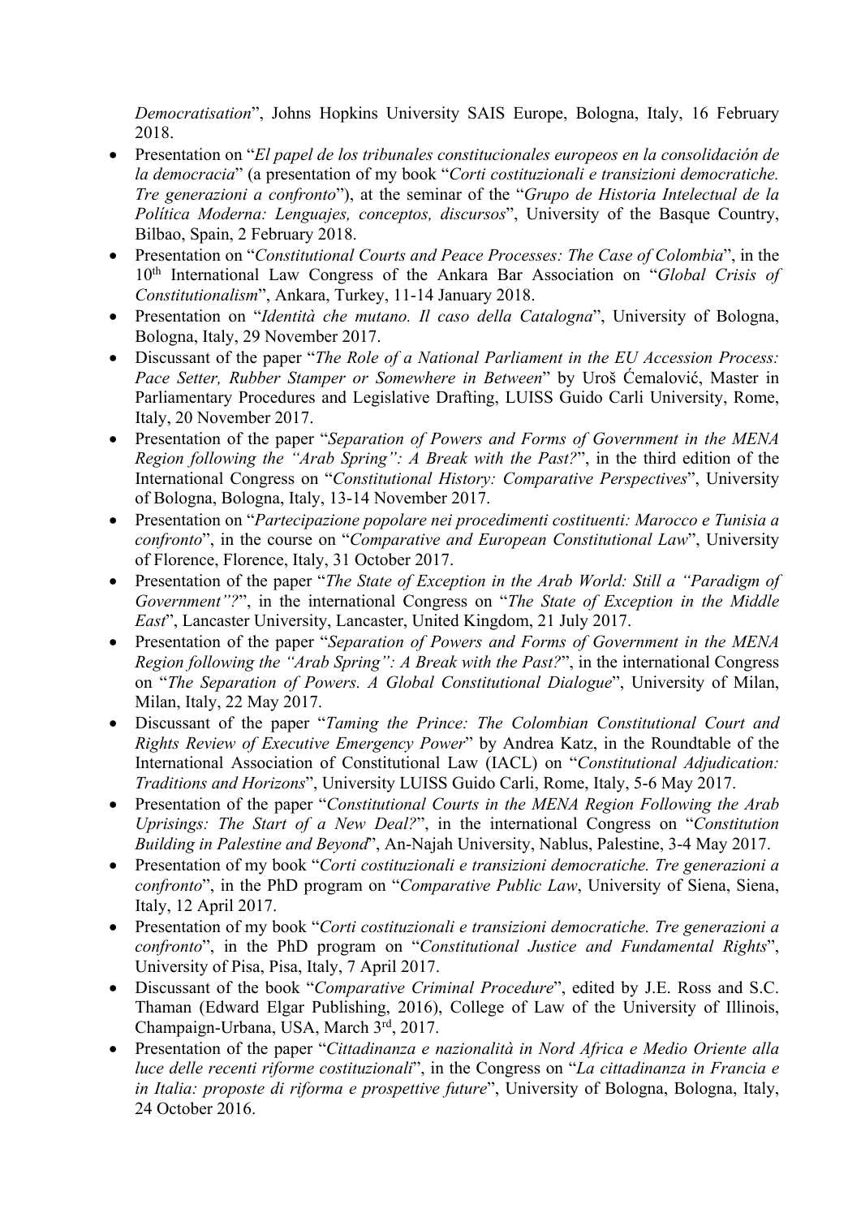*Democratisation*", Johns Hopkins University SAIS Europe, Bologna, Italy, 16 February 2018.

- Presentation on "*El papel de los tribunales constitucionales europeos en la consolidación de la democracia*" (a presentation of my book "*Corti costituzionali e transizioni democratiche. Tre generazioni a confronto*"), at the seminar of the "*Grupo de Historia Intelectual de la Política Moderna: Lenguajes, conceptos, discursos*", University of the Basque Country, Bilbao, Spain, 2 February 2018.
- Presentation on "*Constitutional Courts and Peace Processes: The Case of Colombia*", in the 10th International Law Congress of the Ankara Bar Association on "*Global Crisis of Constitutionalism*", Ankara, Turkey, 11-14 January 2018.
- Presentation on "*Identità che mutano. Il caso della Catalogna*", University of Bologna, Bologna, Italy, 29 November 2017.
- Discussant of the paper "*The Role of a National Parliament in the EU Accession Process: Pace Setter, Rubber Stamper or Somewhere in Between*" by Uroš Ćemalović, Master in Parliamentary Procedures and Legislative Drafting, LUISS Guido Carli University, Rome, Italy, 20 November 2017.
- Presentation of the paper "*Separation of Powers and Forms of Government in the MENA Region following the "Arab Spring": A Break with the Past?*", in the third edition of the International Congress on "*Constitutional History: Comparative Perspectives*", University of Bologna, Bologna, Italy, 13-14 November 2017.
- Presentation on "*Partecipazione popolare nei procedimenti costituenti: Marocco e Tunisia a confronto*", in the course on "*Comparative and European Constitutional Law*", University of Florence, Florence, Italy, 31 October 2017.
- Presentation of the paper "*The State of Exception in the Arab World: Still a "Paradigm of Government"?*", in the international Congress on "*The State of Exception in the Middle East*", Lancaster University, Lancaster, United Kingdom, 21 July 2017.
- Presentation of the paper "*Separation of Powers and Forms of Government in the MENA Region following the "Arab Spring": A Break with the Past?*", in the international Congress on "*The Separation of Powers. A Global Constitutional Dialogue*", University of Milan, Milan, Italy, 22 May 2017.
- Discussant of the paper "*Taming the Prince: The Colombian Constitutional Court and Rights Review of Executive Emergency Power*" by Andrea Katz, in the Roundtable of the International Association of Constitutional Law (IACL) on "*Constitutional Adjudication: Traditions and Horizons*", University LUISS Guido Carli, Rome, Italy, 5-6 May 2017.
- Presentation of the paper "*Constitutional Courts in the MENA Region Following the Arab Uprisings: The Start of a New Deal?*", in the international Congress on "*Constitution Building in Palestine and Beyond*", An-Najah University, Nablus, Palestine, 3-4 May 2017.
- Presentation of my book "*Corti costituzionali e transizioni democratiche. Tre generazioni a confronto*", in the PhD program on "*Comparative Public Law*, University of Siena, Siena, Italy, 12 April 2017.
- Presentation of my book "*Corti costituzionali e transizioni democratiche. Tre generazioni a confronto*", in the PhD program on "*Constitutional Justice and Fundamental Rights*", University of Pisa, Pisa, Italy, 7 April 2017.
- Discussant of the book "*Comparative Criminal Procedure*", edited by J.E. Ross and S.C. Thaman (Edward Elgar Publishing, 2016), College of Law of the University of Illinois, Champaign-Urbana, USA, March 3rd, 2017.
- Presentation of the paper "*Cittadinanza e nazionalità in Nord Africa e Medio Oriente alla luce delle recenti riforme costituzionali*", in the Congress on "*La cittadinanza in Francia e in Italia: proposte di riforma e prospettive future*", University of Bologna, Bologna, Italy, 24 October 2016.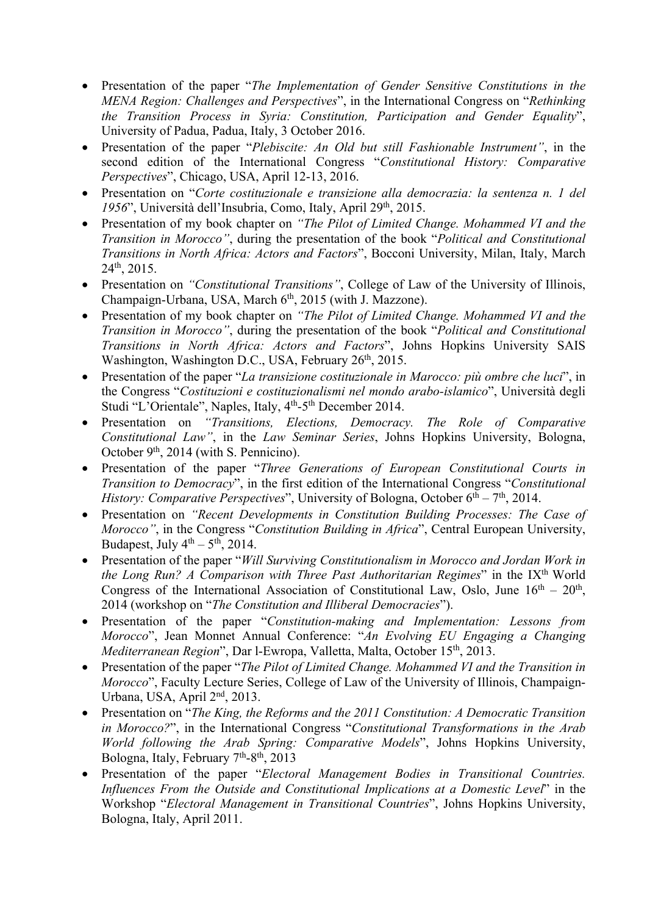- Presentation of the paper "*The Implementation of Gender Sensitive Constitutions in the MENA Region: Challenges and Perspectives*", in the International Congress on "*Rethinking the Transition Process in Syria: Constitution, Participation and Gender Equality*", University of Padua, Padua, Italy, 3 October 2016.
- Presentation of the paper "*Plebiscite: An Old but still Fashionable Instrument"*, in the second edition of the International Congress "*Constitutional History: Comparative Perspectives*", Chicago, USA, April 12-13, 2016.
- Presentation on "*Corte costituzionale e transizione alla democrazia: la sentenza n. 1 del 1956*", Università dell'Insubria, Como, Italy, April 29th, 2015.
- Presentation of my book chapter on *"The Pilot of Limited Change. Mohammed VI and the Transition in Morocco"*, during the presentation of the book "*Political and Constitutional Transitions in North Africa: Actors and Factors*", Bocconi University, Milan, Italy, March 24th, 2015.
- Presentation on *"Constitutional Transitions"*, College of Law of the University of Illinois, Champaign-Urbana, USA, March 6th, 2015 (with J. Mazzone).
- Presentation of my book chapter on *"The Pilot of Limited Change. Mohammed VI and the Transition in Morocco"*, during the presentation of the book "*Political and Constitutional Transitions in North Africa: Actors and Factors*", Johns Hopkins University SAIS Washington, Washington D.C., USA, February 26th, 2015.
- Presentation of the paper "*La transizione costituzionale in Marocco: più ombre che luci*", in the Congress "*Costituzioni e costituzionalismi nel mondo arabo-islamico*", Università degli Studi "L'Orientale", Naples, Italy, 4th-5th December 2014.
- Presentation on *"Transitions, Elections, Democracy. The Role of Comparative Constitutional Law"*, in the *Law Seminar Series*, Johns Hopkins University, Bologna, October 9th, 2014 (with S. Pennicino).
- Presentation of the paper "*Three Generations of European Constitutional Courts in Transition to Democracy*", in the first edition of the International Congress "*Constitutional History: Comparative Perspectives*", University of Bologna, October 6th – 7th, 2014.
- Presentation on *"Recent Developments in Constitution Building Processes: The Case of Morocco"*, in the Congress "*Constitution Building in Africa*", Central European University, Budapest, July 4th – 5th, 2014.
- Presentation of the paper "*Will Surviving Constitutionalism in Morocco and Jordan Work in the Long Run? A Comparison with Three Past Authoritarian Regimes*" in the IXth World Congress of the International Association of Constitutional Law, Oslo, June 16th – 20th, 2014 (workshop on "*The Constitution and Illiberal Democracies*").
- Presentation of the paper "*Constitution-making and Implementation: Lessons from Morocco*", Jean Monnet Annual Conference: "*An Evolving EU Engaging a Changing Mediterranean Region*", Dar l-Ewropa, Valletta, Malta, October 15th, 2013.
- Presentation of the paper "*The Pilot of Limited Change. Mohammed VI and the Transition in Morocco*", Faculty Lecture Series, College of Law of the University of Illinois, Champaign-Urbana, USA, April 2nd, 2013.
- Presentation on "*The King, the Reforms and the 2011 Constitution: A Democratic Transition in Morocco?*", in the International Congress "*Constitutional Transformations in the Arab World following the Arab Spring: Comparative Models*", Johns Hopkins University, Bologna, Italy, February 7th-8th, 2013
- Presentation of the paper "*Electoral Management Bodies in Transitional Countries. Influences From the Outside and Constitutional Implications at a Domestic Level*" in the Workshop "*Electoral Management in Transitional Countries*", Johns Hopkins University, Bologna, Italy, April 2011.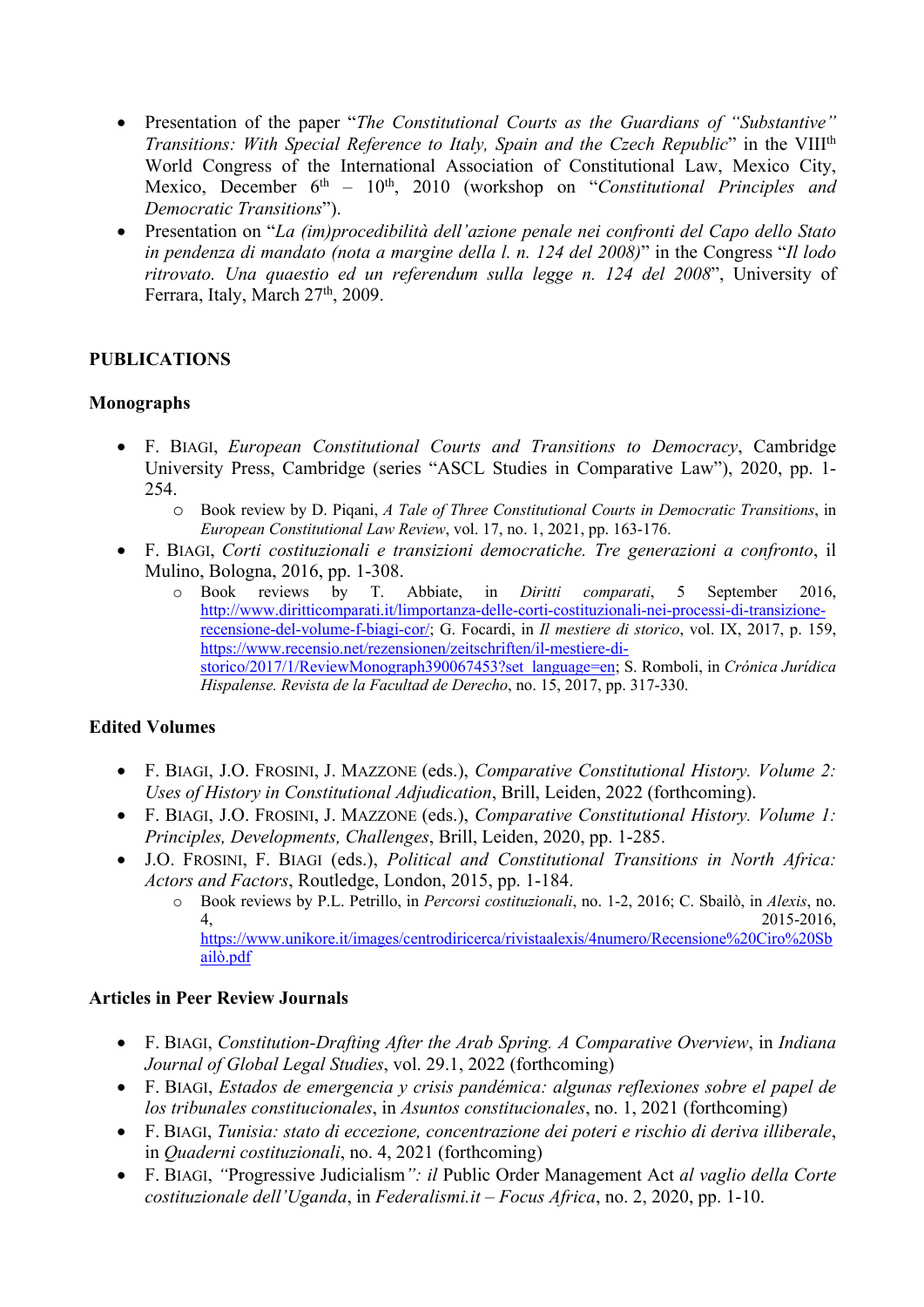- Presentation of the paper "*The Constitutional Courts as the Guardians of "Substantive" Transitions: With Special Reference to Italy, Spain and the Czech Republic*" in the VIII[th] World Congress of the International Association of Constitutional Law, Mexico City, Mexico, December 6[th] – 10[th], 2010 (workshop on "*Constitutional Principles and Democratic Transitions*").
- Presentation on "*La (im)procedibilità dell'azione penale nei confronti del Capo dello Stato in pendenza di mandato (nota a margine della l. n. 124 del 2008)*" in the Congress "*Il lodo ritrovato. Una quaestio ed un referendum sulla legge n. 124 del 2008*", University of Ferrara, Italy, March 27[th], 2009.

**PUBLICATIONS**

**Monographs**

- F. BIAGI, *European Constitutional Courts and Transitions to Democracy*, Cambridge University Press, Cambridge (series "ASCL Studies in Comparative Law"), 2020, pp. 1-254.
  - Book review by D. Piqani, *A Tale of Three Constitutional Courts in Democratic Transitions*, in *European Constitutional Law Review*, vol. 17, no. 1, 2021, pp. 163-176.
- F. BIAGI, *Corti costituzionali e transizioni democratiche. Tre generazioni a confronto*, il Mulino, Bologna, 2016, pp. 1-308.
  - Book reviews by T. Abbiate, in *Diritti comparati*, 5 September 2016, http://www.diritticomparati.it/limportanza-delle-corti-costituzionali-nei-processi-di-transizione-recensione-del-volume-f-biagi-cor/; G. Focardi, in *Il mestiere di storico*, vol. IX, 2017, p. 159, https://www.recensio.net/rezensionen/zeitschriften/il-mestiere-di-storico/2017/1/ReviewMonograph390067453?set_language=en; S. Romboli, in *Crónica Jurídica Hispalense. Revista de la Facultad de Derecho*, no. 15, 2017, pp. 317-330.

**Edited Volumes**

- F. BIAGI, J.O. FROSINI, J. MAZZONE (eds.), *Comparative Constitutional History. Volume 2: Uses of History in Constitutional Adjudication*, Brill, Leiden, 2022 (forthcoming).
- F. BIAGI, J.O. FROSINI, J. MAZZONE (eds.), *Comparative Constitutional History. Volume 1: Principles, Developments, Challenges*, Brill, Leiden, 2020, pp. 1-285.
- J.O. FROSINI, F. BIAGI (eds.), *Political and Constitutional Transitions in North Africa: Actors and Factors*, Routledge, London, 2015, pp. 1-184.
  - Book reviews by P.L. Petrillo, in *Percorsi costituzionali*, no. 1-2, 2016; C. Sbailò, in *Alexis*, no. 4, 2015-2016, https://www.unikore.it/images/centrodiricerca/rivistaalexis/4numero/Recensione%20Ciro%20Sbailò.pdf

**Articles in Peer Review Journals**

- F. BIAGI, *Constitution-Drafting After the Arab Spring. A Comparative Overview*, in *Indiana Journal of Global Legal Studies*, vol. 29.1, 2022 (forthcoming)
- F. BIAGI, *Estados de emergencia y crisis pandémica: algunas reflexiones sobre el papel de los tribunales constitucionales*, in *Asuntos constitucionales*, no. 1, 2021 (forthcoming)
- F. BIAGI, *Tunisia: stato di eccezione, concentrazione dei poteri e rischio di deriva illiberale*, in *Quaderni costituzionali*, no. 4, 2021 (forthcoming)
- F. BIAGI, *"*Progressive Judicialism*": il* Public Order Management Act *al vaglio della Corte costituzionale dell'Uganda*, in *Federalismi.it – Focus Africa*, no. 2, 2020, pp. 1-10.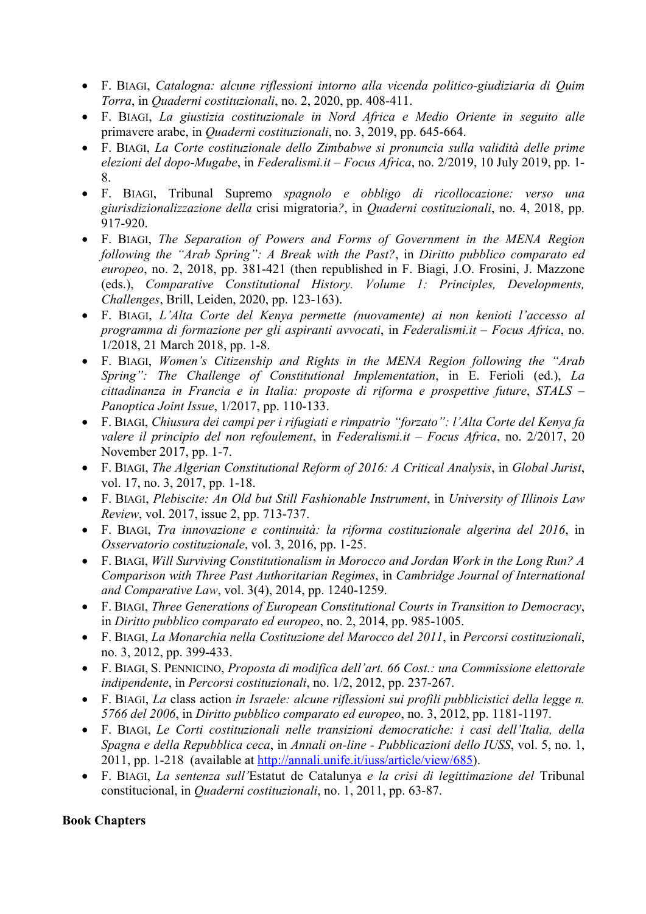- F. BIAGI, *Catalogna: alcune riflessioni intorno alla vicenda politico-giudiziaria di Quim Torra*, in *Quaderni costituzionali*, no. 2, 2020, pp. 408-411.
- F. BIAGI, *La giustizia costituzionale in Nord Africa e Medio Oriente in seguito alle* primavere arabe, in *Quaderni costituzionali*, no. 3, 2019, pp. 645-664.
- F. BIAGI, *La Corte costituzionale dello Zimbabwe si pronuncia sulla validità delle prime elezioni del dopo-Mugabe*, in *Federalismi.it – Focus Africa*, no. 2/2019, 10 July 2019, pp. 1-8.
- F. BIAGI, Tribunal Supremo *spagnolo e obbligo di ricollocazione: verso una giurisdizionalizzazione della* crisi migratoria*?*, in *Quaderni costituzionali*, no. 4, 2018, pp. 917-920.
- F. BIAGI, *The Separation of Powers and Forms of Government in the MENA Region following the "Arab Spring": A Break with the Past?*, in *Diritto pubblico comparato ed europeo*, no. 2, 2018, pp. 381-421 (then republished in F. Biagi, J.O. Frosini, J. Mazzone (eds.), *Comparative Constitutional History. Volume 1: Principles, Developments, Challenges*, Brill, Leiden, 2020, pp. 123-163).
- F. BIAGI, *L'Alta Corte del Kenya permette (nuovamente) ai non kenioti l'accesso al programma di formazione per gli aspiranti avvocati*, in *Federalismi.it – Focus Africa*, no. 1/2018, 21 March 2018, pp. 1-8.
- F. BIAGI, *Women's Citizenship and Rights in the MENA Region following the "Arab Spring": The Challenge of Constitutional Implementation*, in E. Ferioli (ed.), *La cittadinanza in Francia e in Italia: proposte di riforma e prospettive future*, *STALS – Panoptica Joint Issue*, 1/2017, pp. 110-133.
- F. BIAGI, *Chiusura dei campi per i rifugiati e rimpatrio "forzato": l'Alta Corte del Kenya fa valere il principio del non refoulement*, in *Federalismi.it – Focus Africa*, no. 2/2017, 20 November 2017, pp. 1-7.
- F. BIAGI, *The Algerian Constitutional Reform of 2016: A Critical Analysis*, in *Global Jurist*, vol. 17, no. 3, 2017, pp. 1-18.
- F. BIAGI, *Plebiscite: An Old but Still Fashionable Instrument*, in *University of Illinois Law Review*, vol. 2017, issue 2, pp. 713-737.
- F. BIAGI, *Tra innovazione e continuità: la riforma costituzionale algerina del 2016*, in *Osservatorio costituzionale*, vol. 3, 2016, pp. 1-25.
- F. BIAGI, *Will Surviving Constitutionalism in Morocco and Jordan Work in the Long Run? A Comparison with Three Past Authoritarian Regimes*, in *Cambridge Journal of International and Comparative Law*, vol. 3(4), 2014, pp. 1240-1259.
- F. BIAGI, *Three Generations of European Constitutional Courts in Transition to Democracy*, in *Diritto pubblico comparato ed europeo*, no. 2, 2014, pp. 985-1005.
- F. BIAGI, *La Monarchia nella Costituzione del Marocco del 2011*, in *Percorsi costituzionali*, no. 3, 2012, pp. 399-433.
- F. BIAGI, S. PENNICINO, *Proposta di modifica dell'art. 66 Cost.: una Commissione elettorale indipendente*, in *Percorsi costituzionali*, no. 1/2, 2012, pp. 237-267.
- F. BIAGI, *La* class action *in Israele: alcune riflessioni sui profili pubblicistici della legge n. 5766 del 2006*, in *Diritto pubblico comparato ed europeo*, no. 3, 2012, pp. 1181-1197.
- F. BIAGI, *Le Corti costituzionali nelle transizioni democratiche: i casi dell'Italia, della Spagna e della Repubblica ceca*, in *Annali on-line - Pubblicazioni dello IUSS*, vol. 5, no. 1, 2011, pp. 1-218 (available at http://annali.unife.it/iuss/article/view/685).
- F. BIAGI, *La sentenza sull'*Estatut de Catalunya *e la crisi di legittimazione del* Tribunal constitucional, in *Quaderni costituzionali*, no. 1, 2011, pp. 63-87.

**Book Chapters**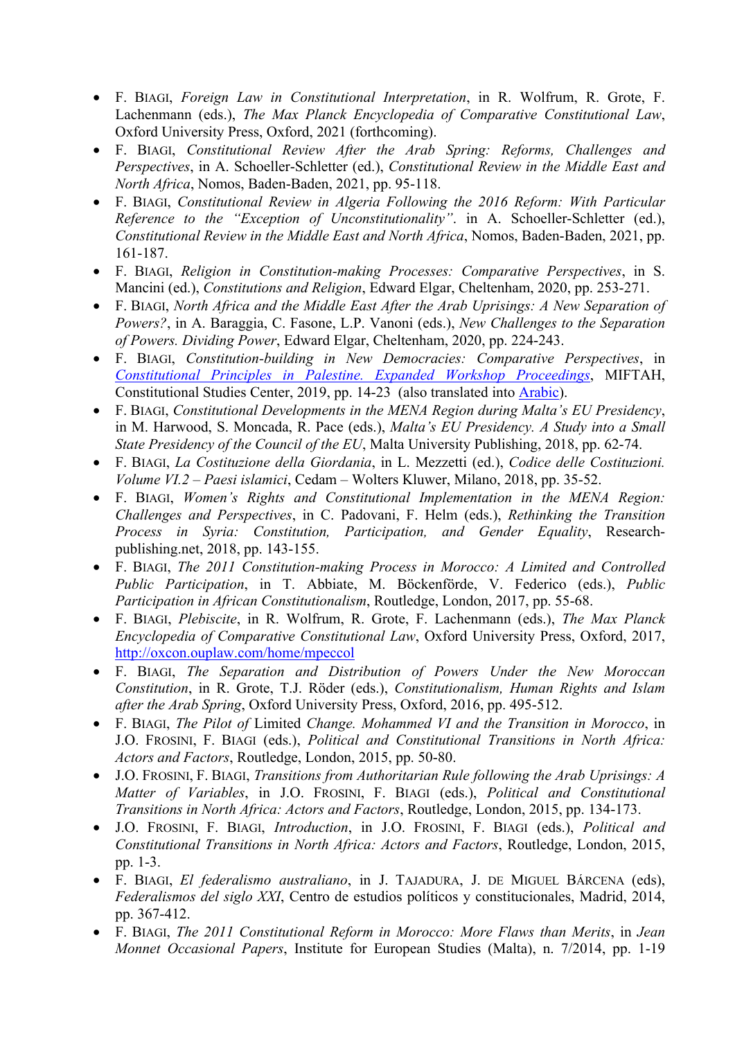- F. BIAGI, *Foreign Law in Constitutional Interpretation*, in R. Wolfrum, R. Grote, F. Lachenmann (eds.), *The Max Planck Encyclopedia of Comparative Constitutional Law*, Oxford University Press, Oxford, 2021 (forthcoming).
- F. BIAGI, *Constitutional Review After the Arab Spring: Reforms, Challenges and Perspectives*, in A. Schoeller-Schletter (ed.), *Constitutional Review in the Middle East and North Africa*, Nomos, Baden-Baden, 2021, pp. 95-118.
- F. BIAGI, *Constitutional Review in Algeria Following the 2016 Reform: With Particular Reference to the "Exception of Unconstitutionality"*. in A. Schoeller-Schletter (ed.), *Constitutional Review in the Middle East and North Africa*, Nomos, Baden-Baden, 2021, pp. 161-187.
- F. BIAGI, *Religion in Constitution-making Processes: Comparative Perspectives*, in S. Mancini (ed.), *Constitutions and Religion*, Edward Elgar, Cheltenham, 2020, pp. 253-271.
- F. BIAGI, *North Africa and the Middle East After the Arab Uprisings: A New Separation of Powers?*, in A. Baraggia, C. Fasone, L.P. Vanoni (eds.), *New Challenges to the Separation of Powers. Dividing Power*, Edward Elgar, Cheltenham, 2020, pp. 224-243.
- F. BIAGI, *Constitution-building in New Democracies: Comparative Perspectives*, in *Constitutional Principles in Palestine. Expanded Workshop Proceedings*, MIFTAH, Constitutional Studies Center, 2019, pp. 14-23 (also translated into Arabic).
- F. BIAGI, *Constitutional Developments in the MENA Region during Malta's EU Presidency*, in M. Harwood, S. Moncada, R. Pace (eds.), *Malta's EU Presidency. A Study into a Small State Presidency of the Council of the EU*, Malta University Publishing, 2018, pp. 62-74.
- F. BIAGI, *La Costituzione della Giordania*, in L. Mezzetti (ed.), *Codice delle Costituzioni. Volume VI.2 – Paesi islamici*, Cedam – Wolters Kluwer, Milano, 2018, pp. 35-52.
- F. BIAGI, *Women's Rights and Constitutional Implementation in the MENA Region: Challenges and Perspectives*, in C. Padovani, F. Helm (eds.), *Rethinking the Transition Process in Syria: Constitution, Participation, and Gender Equality*, Research-publishing.net, 2018, pp. 143-155.
- F. BIAGI, *The 2011 Constitution-making Process in Morocco: A Limited and Controlled Public Participation*, in T. Abbiate, M. Böckenförde, V. Federico (eds.), *Public Participation in African Constitutionalism*, Routledge, London, 2017, pp. 55-68.
- F. BIAGI, *Plebiscite*, in R. Wolfrum, R. Grote, F. Lachenmann (eds.), *The Max Planck Encyclopedia of Comparative Constitutional Law*, Oxford University Press, Oxford, 2017, http://oxcon.ouplaw.com/home/mpeccol
- F. BIAGI, *The Separation and Distribution of Powers Under the New Moroccan Constitution*, in R. Grote, T.J. Röder (eds.), *Constitutionalism, Human Rights and Islam after the Arab Spring*, Oxford University Press, Oxford, 2016, pp. 495-512.
- F. BIAGI, *The Pilot of* Limited *Change. Mohammed VI and the Transition in Morocco*, in J.O. FROSINI, F. BIAGI (eds.), *Political and Constitutional Transitions in North Africa: Actors and Factors*, Routledge, London, 2015, pp. 50-80.
- J.O. FROSINI, F. BIAGI, *Transitions from Authoritarian Rule following the Arab Uprisings: A Matter of Variables*, in J.O. FROSINI, F. BIAGI (eds.), *Political and Constitutional Transitions in North Africa: Actors and Factors*, Routledge, London, 2015, pp. 134-173.
- J.O. FROSINI, F. BIAGI, *Introduction*, in J.O. FROSINI, F. BIAGI (eds.), *Political and Constitutional Transitions in North Africa: Actors and Factors*, Routledge, London, 2015, pp. 1-3.
- F. BIAGI, *El federalismo australiano*, in J. TAJADURA, J. DE MIGUEL BÁRCENA (eds), *Federalismos del siglo XXI*, Centro de estudios políticos y constitucionales, Madrid, 2014, pp. 367-412.
- F. BIAGI, *The 2011 Constitutional Reform in Morocco: More Flaws than Merits*, in *Jean Monnet Occasional Papers*, Institute for European Studies (Malta), n. 7/2014, pp. 1-19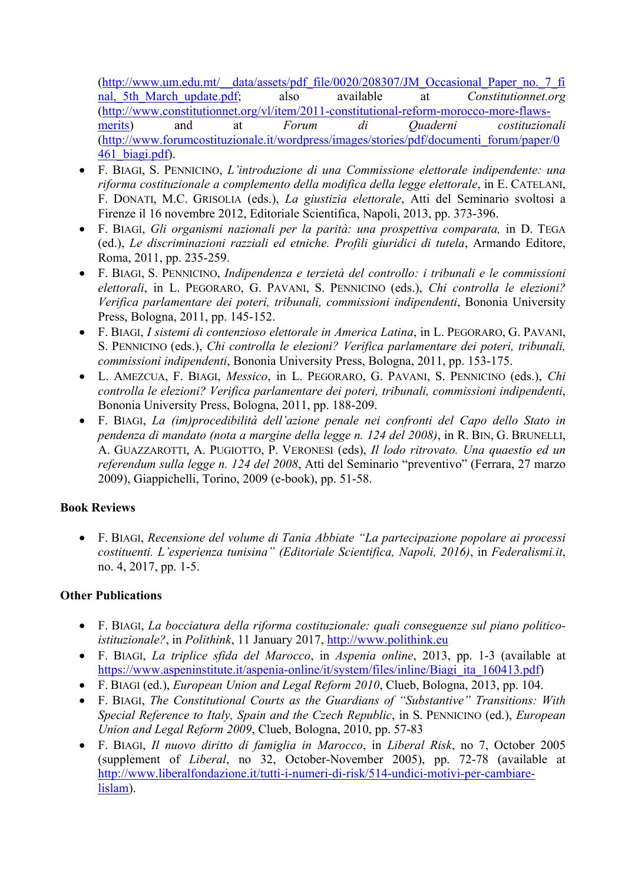(http://www.um.edu.mt/__data/assets/pdf_file/0020/208307/JM_Occasional_Paper_no._7_final,_5th_March_update.pdf; also available at *Constitutionnet.org* (http://www.constitutionnet.org/vl/item/2011-constitutional-reform-morocco-more-flaws-merits) and at *Forum di Quaderni costituzionali* (http://www.forumcostituzionale.it/wordpress/images/stories/pdf/documenti_forum/paper/0461_biagi.pdf).

- F. BIAGI, S. PENNICINO, *L'introduzione di una Commissione elettorale indipendente: una riforma costituzionale a complemento della modifica della legge elettorale*, in E. CATELANI, F. DONATI, M.C. GRISOLIA (eds.), *La giustizia elettorale*, Atti del Seminario svoltosi a Firenze il 16 novembre 2012, Editoriale Scientifica, Napoli, 2013, pp. 373-396.
- F. BIAGI, *Gli organismi nazionali per la parità: una prospettiva comparata,* in D. TEGA (ed.), *Le discriminazioni razziali ed etniche. Profili giuridici di tutela*, Armando Editore, Roma, 2011, pp. 235-259.
- F. BIAGI, S. PENNICINO, *Indipendenza e terzietà del controllo: i tribunali e le commissioni elettorali*, in L. PEGORARO, G. PAVANI, S. PENNICINO (eds.), *Chi controlla le elezioni? Verifica parlamentare dei poteri, tribunali, commissioni indipendenti*, Bononia University Press, Bologna, 2011, pp. 145-152.
- F. BIAGI, *I sistemi di contenzioso elettorale in America Latina*, in L. PEGORARO, G. PAVANI, S. PENNICINO (eds.), *Chi controlla le elezioni? Verifica parlamentare dei poteri, tribunali, commissioni indipendenti*, Bononia University Press, Bologna, 2011, pp. 153-175.
- L. AMEZCUA, F. BIAGI, *Messico*, in L. PEGORARO, G. PAVANI, S. PENNICINO (eds.), *Chi controlla le elezioni? Verifica parlamentare dei poteri, tribunali, commissioni indipendenti*, Bononia University Press, Bologna, 2011, pp. 188-209.
- F. BIAGI, *La (im)procedibilità dell'azione penale nei confronti del Capo dello Stato in pendenza di mandato (nota a margine della legge n. 124 del 2008)*, in R. BIN, G. BRUNELLI, A. GUAZZAROTTI, A. PUGIOTTO, P. VERONESI (eds), *Il lodo ritrovato. Una quaestio ed un referendum sulla legge n. 124 del 2008*, Atti del Seminario "preventivo" (Ferrara, 27 marzo 2009), Giappichelli, Torino, 2009 (e-book), pp. 51-58.

**Book Reviews**

- F. BIAGI, *Recensione del volume di Tania Abbiate "La partecipazione popolare ai processi costituenti. L'esperienza tunisina" (Editoriale Scientifica, Napoli, 2016)*, in *Federalismi.it*, no. 4, 2017, pp. 1-5.

**Other Publications**

- F. BIAGI, *La bocciatura della riforma costituzionale: quali conseguenze sul piano politico-istituzionale?*, in *Polithink*, 11 January 2017, http://www.polithink.eu
- F. BIAGI, *La triplice sfida del Marocco*, in *Aspenia online*, 2013, pp. 1-3 (available at https://www.aspeninstitute.it/aspenia-online/it/system/files/inline/Biagi_ita_160413.pdf)
- F. BIAGI (ed.), *European Union and Legal Reform 2010*, Clueb, Bologna, 2013, pp. 104.
- F. BIAGI, *The Constitutional Courts as the Guardians of "Substantive" Transitions: With Special Reference to Italy, Spain and the Czech Republic*, in S. PENNICINO (ed.), *European Union and Legal Reform 2009*, Clueb, Bologna, 2010, pp. 57-83
- F. BIAGI, *Il nuovo diritto di famiglia in Marocco*, in *Liberal Risk*, no 7, October 2005 (supplement of *Liberal*, no 32, October-November 2005), pp. 72-78 (available at http://www.liberalfondazione.it/tutti-i-numeri-di-risk/514-undici-motivi-per-cambiare-lislam).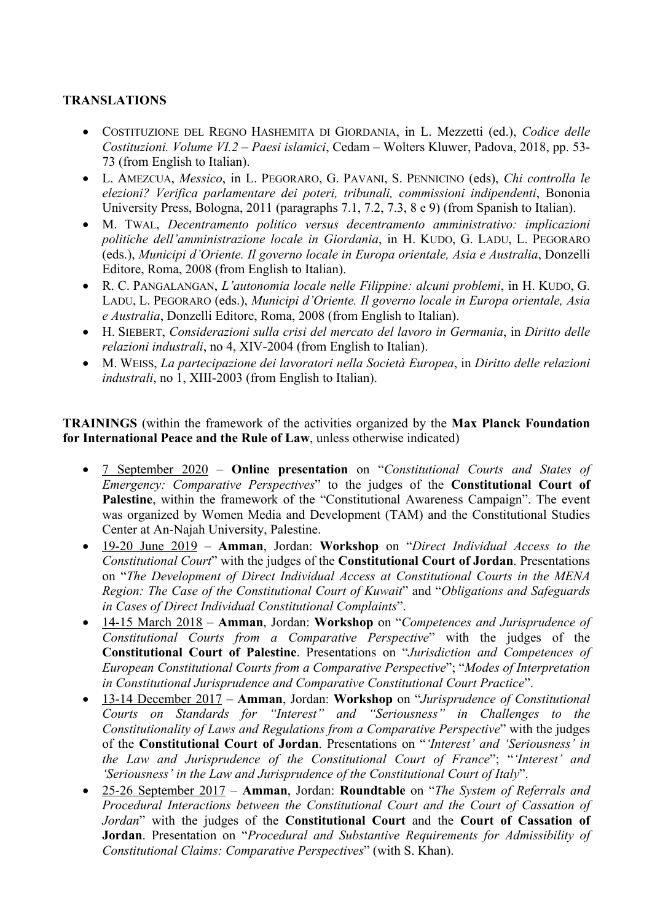**TRANSLATIONS**

- Costituzione del Regno Hashemita di Giordania, in L. Mezzetti (ed.), *Codice delle Costituzioni. Volume VI.2 – Paesi islamici*, Cedam – Wolters Kluwer, Padova, 2018, pp. 53-73 (from English to Italian).
- L. Amezcua, *Messico*, in L. Pegoraro, G. Pavani, S. Pennicino (eds), *Chi controlla le elezioni? Verifica parlamentare dei poteri, tribunali, commissioni indipendenti*, Bononia University Press, Bologna, 2011 (paragraphs 7.1, 7.2, 7.3, 8 e 9) (from Spanish to Italian).
- M. Twal, *Decentramento politico versus decentramento amministrativo: implicazioni politiche dell'amministrazione locale in Giordania*, in H. Kudo, G. Ladu, L. Pegoraro (eds.), *Municipi d'Oriente. Il governo locale in Europa orientale, Asia e Australia*, Donzelli Editore, Roma, 2008 (from English to Italian).
- R. C. Pangalangan, *L'autonomia locale nelle Filippine: alcuni problemi*, in H. Kudo, G. Ladu, L. Pegoraro (eds.), *Municipi d'Oriente. Il governo locale in Europa orientale, Asia e Australia*, Donzelli Editore, Roma, 2008 (from English to Italian).
- H. Siebert, *Considerazioni sulla crisi del mercato del lavoro in Germania*, in *Diritto delle relazioni industrali*, no 4, XIV-2004 (from English to Italian).
- M. Weiss, *La partecipazione dei lavoratori nella Società Europea*, in *Diritto delle relazioni industrali*, no 1, XIII-2003 (from English to Italian).

**TRAININGS** (within the framework of the activities organized by the **Max Planck Foundation for International Peace and the Rule of Law**, unless otherwise indicated)

- 7 September 2020 – **Online presentation** on "*Constitutional Courts and States of Emergency: Comparative Perspectives*" to the judges of the **Constitutional Court of Palestine**, within the framework of the "Constitutional Awareness Campaign". The event was organized by Women Media and Development (TAM) and the Constitutional Studies Center at An-Najah University, Palestine.
- 19-20 June 2019 – **Amman**, Jordan: **Workshop** on "*Direct Individual Access to the Constitutional Court*" with the judges of the **Constitutional Court of Jordan**. Presentations on "*The Development of Direct Individual Access at Constitutional Courts in the MENA Region: The Case of the Constitutional Court of Kuwait*" and "*Obligations and Safeguards in Cases of Direct Individual Constitutional Complaints*".
- 14-15 March 2018 – **Amman**, Jordan: **Workshop** on "*Competences and Jurisprudence of Constitutional Courts from a Comparative Perspective*" with the judges of the **Constitutional Court of Palestine**. Presentations on "*Jurisdiction and Competences of European Constitutional Courts from a Comparative Perspective*"; "*Modes of Interpretation in Constitutional Jurisprudence and Comparative Constitutional Court Practice*".
- 13-14 December 2017 – **Amman**, Jordan: **Workshop** on "*Jurisprudence of Constitutional Courts on Standards for "Interest" and "Seriousness" in Challenges to the Constitutionality of Laws and Regulations from a Comparative Perspective*" with the judges of the **Constitutional Court of Jordan**. Presentations on "*'Interest' and 'Seriousness' in the Law and Jurisprudence of the Constitutional Court of France*"; "*'Interest' and 'Seriousness' in the Law and Jurisprudence of the Constitutional Court of Italy*".
- 25-26 September 2017 – **Amman**, Jordan: **Roundtable** on "*The System of Referrals and Procedural Interactions between the Constitutional Court and the Court of Cassation of Jordan*" with the judges of the **Constitutional Court** and the **Court of Cassation of Jordan**. Presentation on "*Procedural and Substantive Requirements for Admissibility of Constitutional Claims: Comparative Perspectives*" (with S. Khan).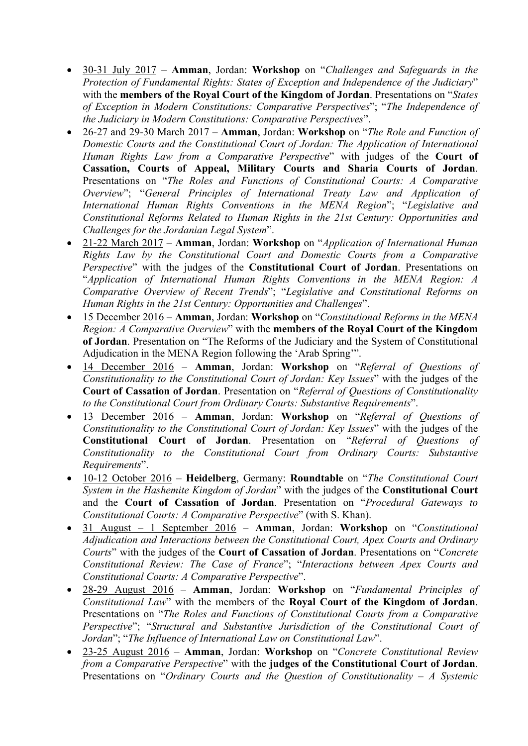- 30-31 July 2017 – **Amman**, Jordan: **Workshop** on "*Challenges and Safeguards in the Protection of Fundamental Rights: States of Exception and Independence of the Judiciary*" with the **members of the Royal Court of the Kingdom of Jordan**. Presentations on "*States of Exception in Modern Constitutions: Comparative Perspectives*"; "*The Independence of the Judiciary in Modern Constitutions: Comparative Perspectives*".
- 26-27 and 29-30 March 2017 – **Amman**, Jordan: **Workshop** on "*The Role and Function of Domestic Courts and the Constitutional Court of Jordan: The Application of International Human Rights Law from a Comparative Perspective*" with judges of the **Court of Cassation, Courts of Appeal, Military Courts and Sharia Courts of Jordan**. Presentations on "*The Roles and Functions of Constitutional Courts: A Comparative Overview*"; "*General Principles of International Treaty Law and Application of International Human Rights Conventions in the MENA Region*"; "*Legislative and Constitutional Reforms Related to Human Rights in the 21st Century: Opportunities and Challenges for the Jordanian Legal System*".
- 21-22 March 2017 – **Amman**, Jordan: **Workshop** on "*Application of International Human Rights Law by the Constitutional Court and Domestic Courts from a Comparative Perspective*" with the judges of the **Constitutional Court of Jordan**. Presentations on "*Application of International Human Rights Conventions in the MENA Region: A Comparative Overview of Recent Trends*"; "*Legislative and Constitutional Reforms on Human Rights in the 21st Century: Opportunities and Challenges*".
- 15 December 2016 – **Amman**, Jordan: **Workshop** on "*Constitutional Reforms in the MENA Region: A Comparative Overview*" with the **members of the Royal Court of the Kingdom of Jordan**. Presentation on "The Reforms of the Judiciary and the System of Constitutional Adjudication in the MENA Region following the 'Arab Spring'".
- 14 December 2016 – **Amman**, Jordan: **Workshop** on "*Referral of Questions of Constitutionality to the Constitutional Court of Jordan: Key Issues*" with the judges of the **Court of Cassation of Jordan**. Presentation on "*Referral of Questions of Constitutionality to the Constitutional Court from Ordinary Courts: Substantive Requirements*".
- 13 December 2016 – **Amman**, Jordan: **Workshop** on "*Referral of Questions of Constitutionality to the Constitutional Court of Jordan: Key Issues*" with the judges of the **Constitutional Court of Jordan**. Presentation on "*Referral of Questions of Constitutionality to the Constitutional Court from Ordinary Courts: Substantive Requirements*".
- 10-12 October 2016 – **Heidelberg**, Germany: **Roundtable** on "*The Constitutional Court System in the Hashemite Kingdom of Jordan*" with the judges of the **Constitutional Court** and the **Court of Cassation of Jordan**. Presentation on "*Procedural Gateways to Constitutional Courts: A Comparative Perspective*" (with S. Khan).
- 31 August – 1 September 2016 – **Amman**, Jordan: **Workshop** on "*Constitutional Adjudication and Interactions between the Constitutional Court, Apex Courts and Ordinary Courts*" with the judges of the **Court of Cassation of Jordan**. Presentations on "*Concrete Constitutional Review: The Case of France*"; "*Interactions between Apex Courts and Constitutional Courts: A Comparative Perspective*".
- 28-29 August 2016 – **Amman**, Jordan: **Workshop** on "*Fundamental Principles of Constitutional Law*" with the members of the **Royal Court of the Kingdom of Jordan**. Presentations on "*The Roles and Functions of Constitutional Courts from a Comparative Perspective*"; "*Structural and Substantive Jurisdiction of the Constitutional Court of Jordan*"; "*The Influence of International Law on Constitutional Law*".
- 23-25 August 2016 – **Amman**, Jordan: **Workshop** on "*Concrete Constitutional Review from a Comparative Perspective*" with the **judges of the Constitutional Court of Jordan**. Presentations on "*Ordinary Courts and the Question of Constitutionality – A Systemic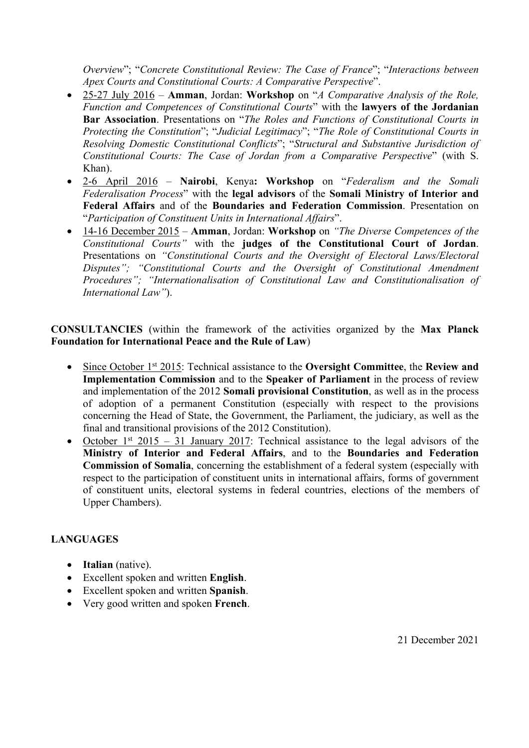*Overview*"; "*Concrete Constitutional Review: The Case of France*"; "*Interactions between Apex Courts and Constitutional Courts: A Comparative Perspective*".

- <u>25-27 July 2016</u> – **Amman**, Jordan: **Workshop** on "*A Comparative Analysis of the Role, Function and Competences of Constitutional Courts*" with the **lawyers of the Jordanian Bar Association**. Presentations on "*The Roles and Functions of Constitutional Courts in Protecting the Constitution*"; "*Judicial Legitimacy*"; "*The Role of Constitutional Courts in Resolving Domestic Constitutional Conflicts*"; "*Structural and Substantive Jurisdiction of Constitutional Courts: The Case of Jordan from a Comparative Perspective*" (with S. Khan).
- <u>2-6 April 2016</u> – **Nairobi**, Kenya**: Workshop** on "*Federalism and the Somali Federalisation Process*" with the **legal advisors** of the **Somali Ministry of Interior and Federal Affairs** and of the **Boundaries and Federation Commission**. Presentation on "*Participation of Constituent Units in International Affairs*".
- <u>14-16 December 2015</u> – **Amman**, Jordan: **Workshop** on *"The Diverse Competences of the Constitutional Courts"* with the **judges of the Constitutional Court of Jordan**. Presentations on *"Constitutional Courts and the Oversight of Electoral Laws/Electoral Disputes"; "Constitutional Courts and the Oversight of Constitutional Amendment Procedures"; "Internationalisation of Constitutional Law and Constitutionalisation of International Law"*).

**CONSULTANCIES** (within the framework of the activities organized by the **Max Planck Foundation for International Peace and the Rule of Law**)

- <u>Since October 1st 2015</u>: Technical assistance to the **Oversight Committee**, the **Review and Implementation Commission** and to the **Speaker of Parliament** in the process of review and implementation of the 2012 **Somali provisional Constitution**, as well as in the process of adoption of a permanent Constitution (especially with respect to the provisions concerning the Head of State, the Government, the Parliament, the judiciary, as well as the final and transitional provisions of the 2012 Constitution).
- <u>October 1st 2015 – 31 January 2017</u>: Technical assistance to the legal advisors of the **Ministry of Interior and Federal Affairs**, and to the **Boundaries and Federation Commission of Somalia**, concerning the establishment of a federal system (especially with respect to the participation of constituent units in international affairs, forms of government of constituent units, electoral systems in federal countries, elections of the members of Upper Chambers).

**LANGUAGES**

- **Italian** (native).
- Excellent spoken and written **English**.
- Excellent spoken and written **Spanish**.
- Very good written and spoken **French**.

21 December 2021